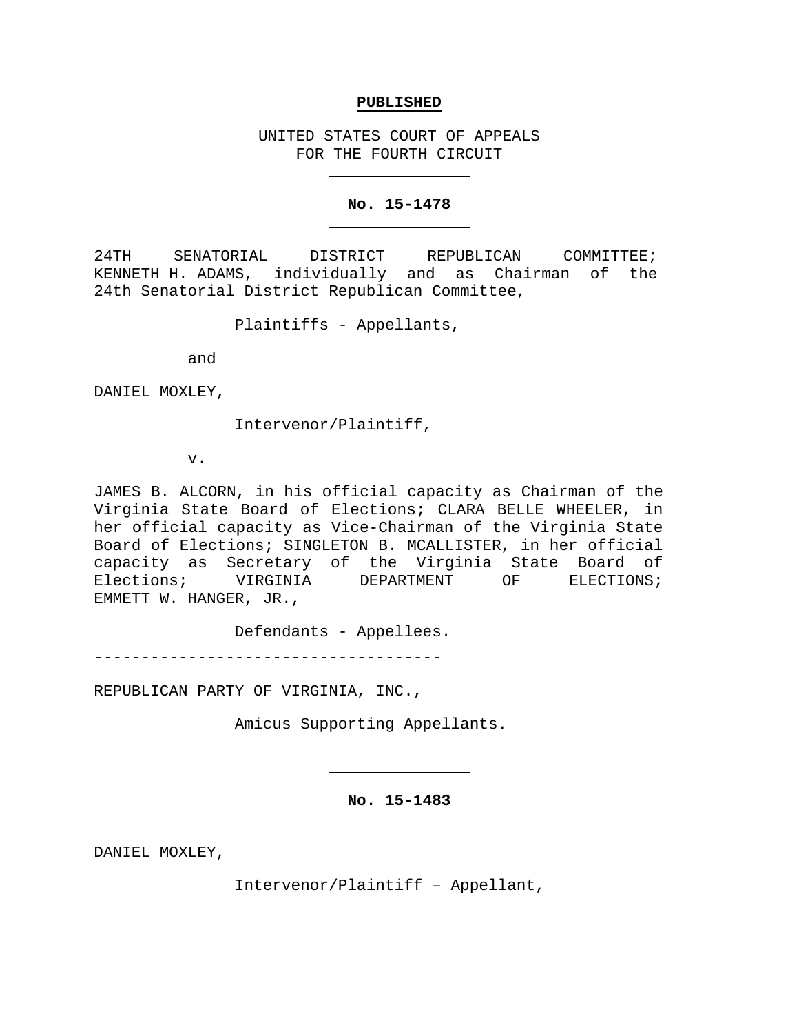**PUBLISHED**

UNITED STATES COURT OF APPEALS
FOR THE FOURTH CIRCUIT

---

**No. 15-1478**

---

24TH SENATORIAL DISTRICT REPUBLICAN COMMITTEE; KENNETH H. ADAMS, individually and as Chairman of the 24th Senatorial District Republican Committee,

Plaintiffs - Appellants,

and

DANIEL MOXLEY,

Intervenor/Plaintiff,

v.

JAMES B. ALCORN, in his official capacity as Chairman of the Virginia State Board of Elections; CLARA BELLE WHEELER, in her official capacity as Vice-Chairman of the Virginia State Board of Elections; SINGLETON B. MCALLISTER, in her official capacity as Secretary of the Virginia State Board of Elections; VIRGINIA DEPARTMENT OF ELECTIONS; EMMETT W. HANGER, JR.,

Defendants - Appellees.

------------------------------------

REPUBLICAN PARTY OF VIRGINIA, INC.,

Amicus Supporting Appellants.

---

**No. 15-1483**

---

DANIEL MOXLEY,

Intervenor/Plaintiff – Appellant,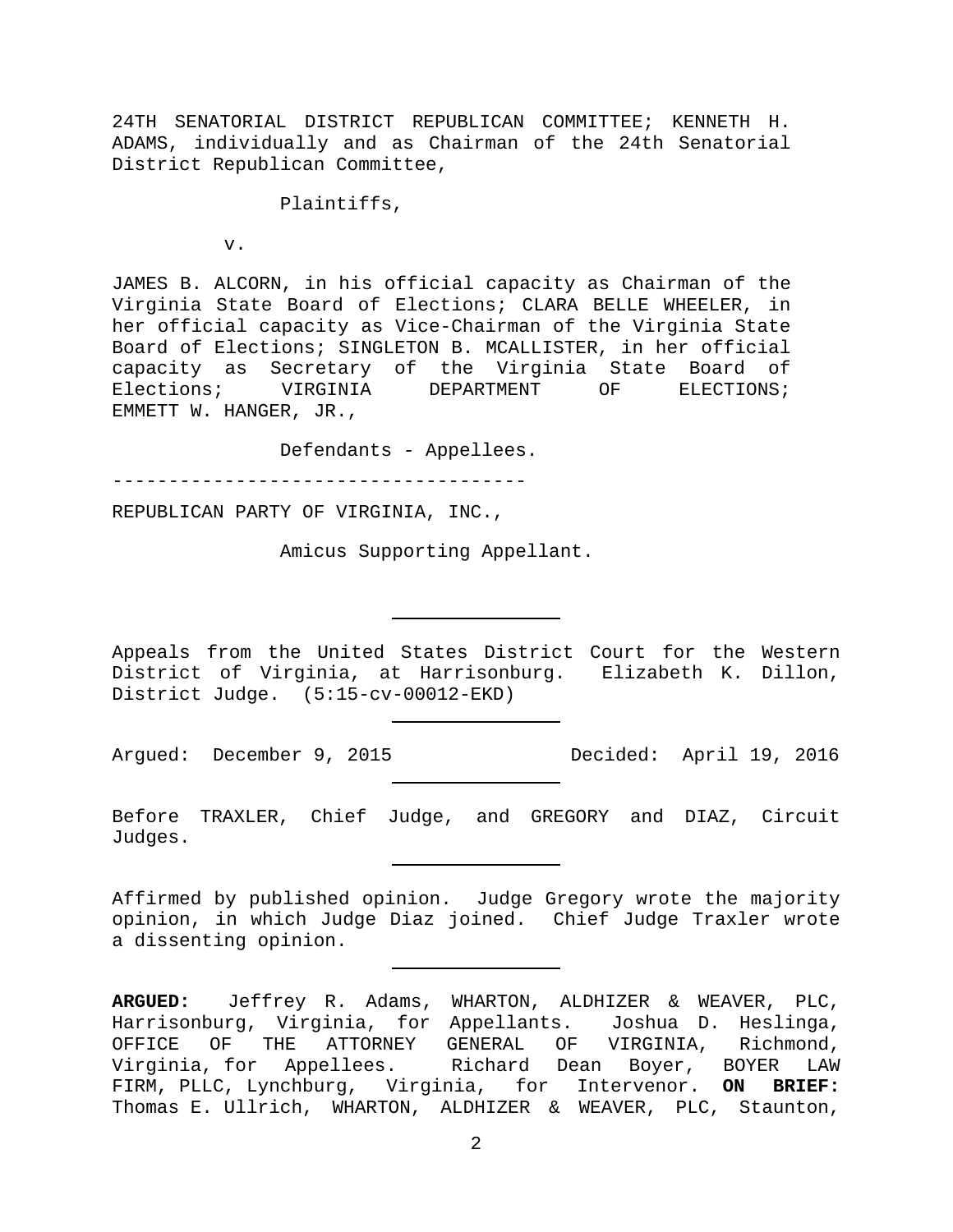24TH SENATORIAL DISTRICT REPUBLICAN COMMITTEE; KENNETH H. ADAMS, individually and as Chairman of the 24th Senatorial District Republican Committee,

Plaintiffs,

v.

JAMES B. ALCORN, in his official capacity as Chairman of the Virginia State Board of Elections; CLARA BELLE WHEELER, in her official capacity as Vice-Chairman of the Virginia State Board of Elections; SINGLETON B. MCALLISTER, in her official capacity as Secretary of the Virginia State Board of Elections; VIRGINIA DEPARTMENT OF ELECTIONS; EMMETT W. HANGER, JR.,

Defendants - Appellees.

------------------------------------

REPUBLICAN PARTY OF VIRGINIA, INC.,

Amicus Supporting Appellant.

---

Appeals from the United States District Court for the Western District of Virginia, at Harrisonburg. Elizabeth K. Dillon, District Judge. (5:15-cv-00012-EKD)

---

Argued: December 9, 2015 Decided: April 19, 2016

---

Before TRAXLER, Chief Judge, and GREGORY and DIAZ, Circuit Judges.

---

Affirmed by published opinion. Judge Gregory wrote the majority opinion, in which Judge Diaz joined. Chief Judge Traxler wrote a dissenting opinion.

---

**ARGUED:** Jeffrey R. Adams, WHARTON, ALDHIZER & WEAVER, PLC, Harrisonburg, Virginia, for Appellants. Joshua D. Heslinga, OFFICE OF THE ATTORNEY GENERAL OF VIRGINIA, Richmond, Virginia, for Appellees. Richard Dean Boyer, BOYER LAW FIRM, PLLC, Lynchburg, Virginia, for Intervenor. **ON BRIEF:** Thomas E. Ullrich, WHARTON, ALDHIZER & WEAVER, PLC, Staunton,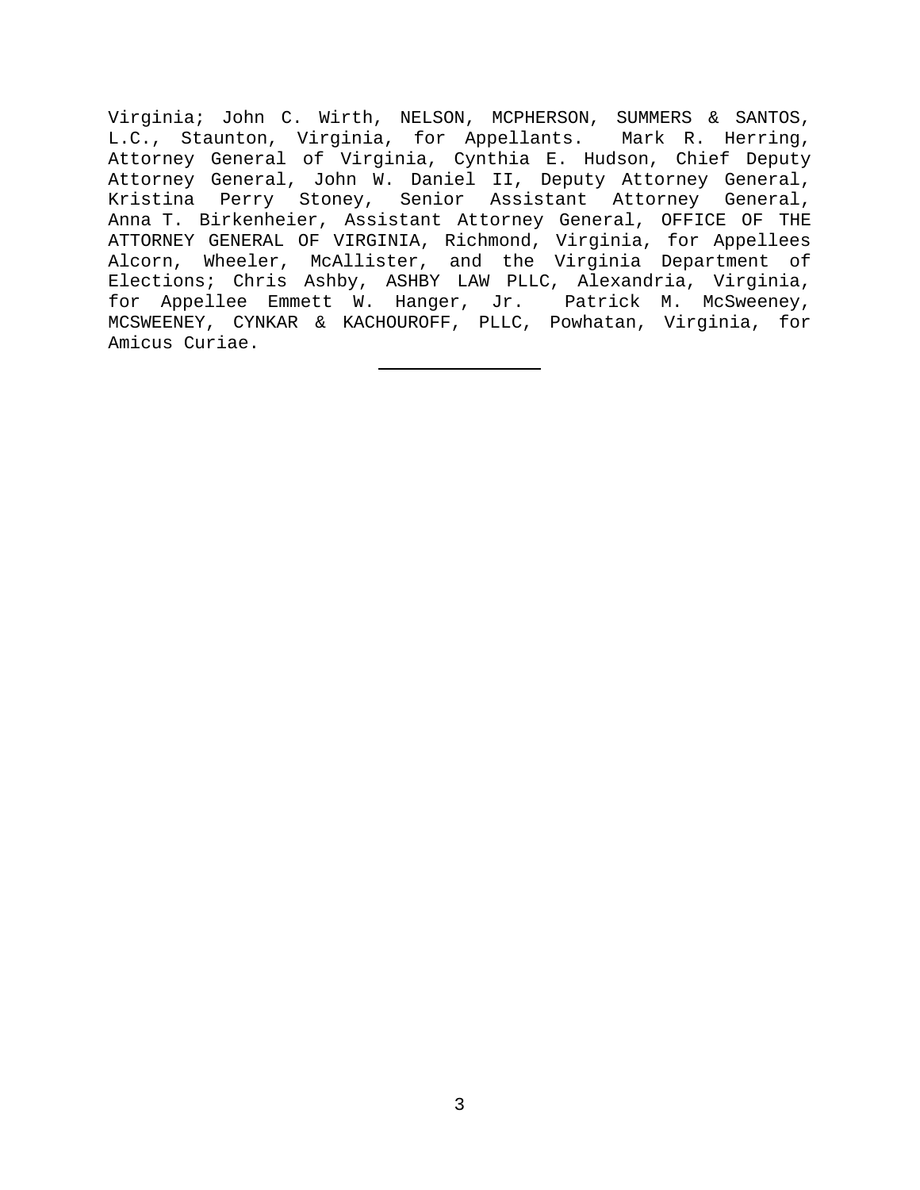Virginia; John C. Wirth, NELSON, MCPHERSON, SUMMERS & SANTOS, L.C., Staunton, Virginia, for Appellants. Mark R. Herring, Attorney General of Virginia, Cynthia E. Hudson, Chief Deputy Attorney General, John W. Daniel II, Deputy Attorney General, Kristina Perry Stoney, Senior Assistant Attorney General, Anna T. Birkenheier, Assistant Attorney General, OFFICE OF THE ATTORNEY GENERAL OF VIRGINIA, Richmond, Virginia, for Appellees Alcorn, Wheeler, McAllister, and the Virginia Department of Elections; Chris Ashby, ASHBY LAW PLLC, Alexandria, Virginia, for Appellee Emmett W. Hanger, Jr. Patrick M. McSweeney, MCSWEENEY, CYNKAR & KACHOUROFF, PLLC, Powhatan, Virginia, for Amicus Curiae.

---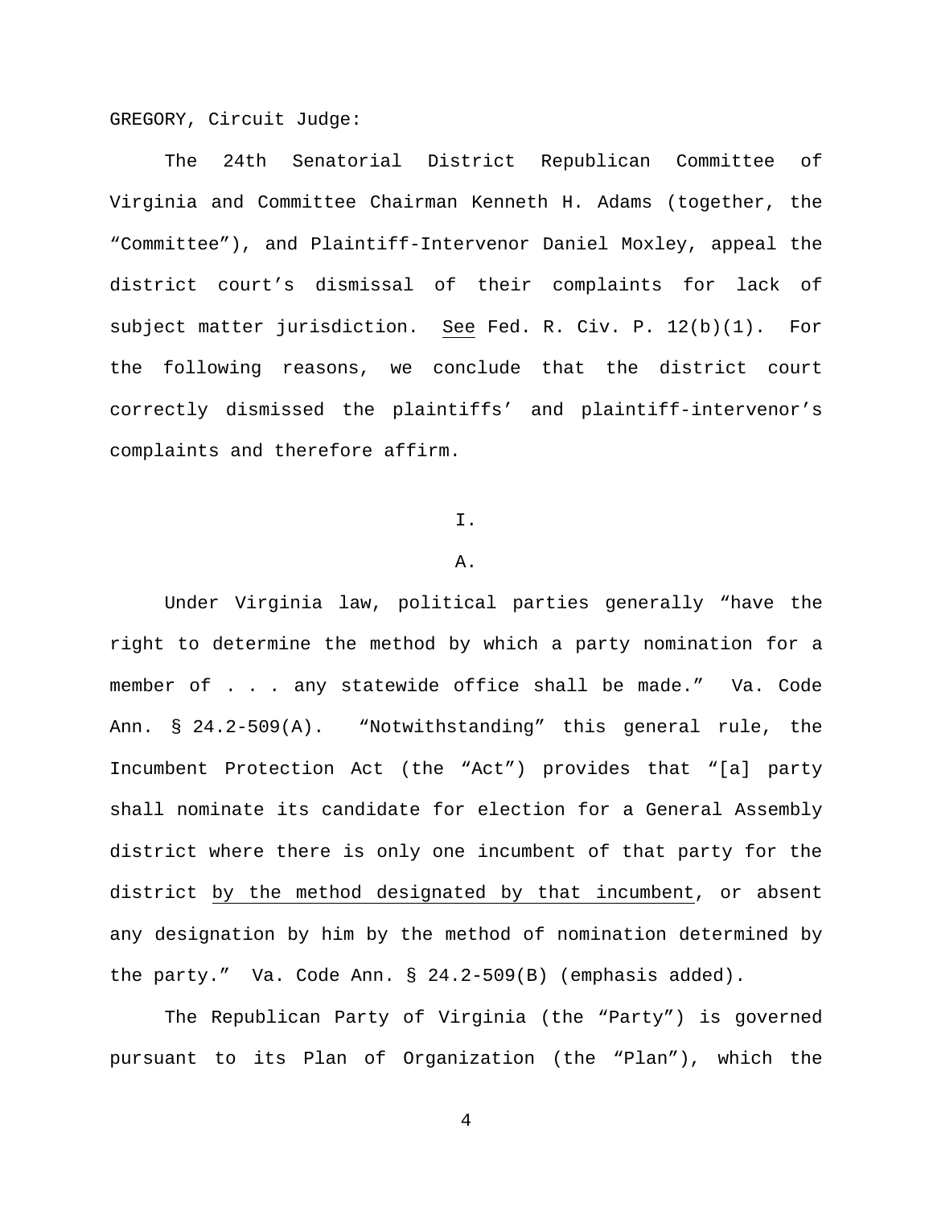GREGORY, Circuit Judge:

The 24th Senatorial District Republican Committee of Virginia and Committee Chairman Kenneth H. Adams (together, the "Committee"), and Plaintiff-Intervenor Daniel Moxley, appeal the district court's dismissal of their complaints for lack of subject matter jurisdiction. <u>See</u> Fed. R. Civ. P. 12(b)(1). For the following reasons, we conclude that the district court correctly dismissed the plaintiffs' and plaintiff-intervenor's complaints and therefore affirm.

I.

A.

Under Virginia law, political parties generally "have the right to determine the method by which a party nomination for a member of . . . any statewide office shall be made." Va. Code Ann. § 24.2-509(A). "Notwithstanding" this general rule, the Incumbent Protection Act (the "Act") provides that "[a] party shall nominate its candidate for election for a General Assembly district where there is only one incumbent of that party for the district <u>by the method designated by that incumbent</u>, or absent any designation by him by the method of nomination determined by the party." Va. Code Ann. § 24.2-509(B) (emphasis added).

The Republican Party of Virginia (the "Party") is governed pursuant to its Plan of Organization (the "Plan"), which the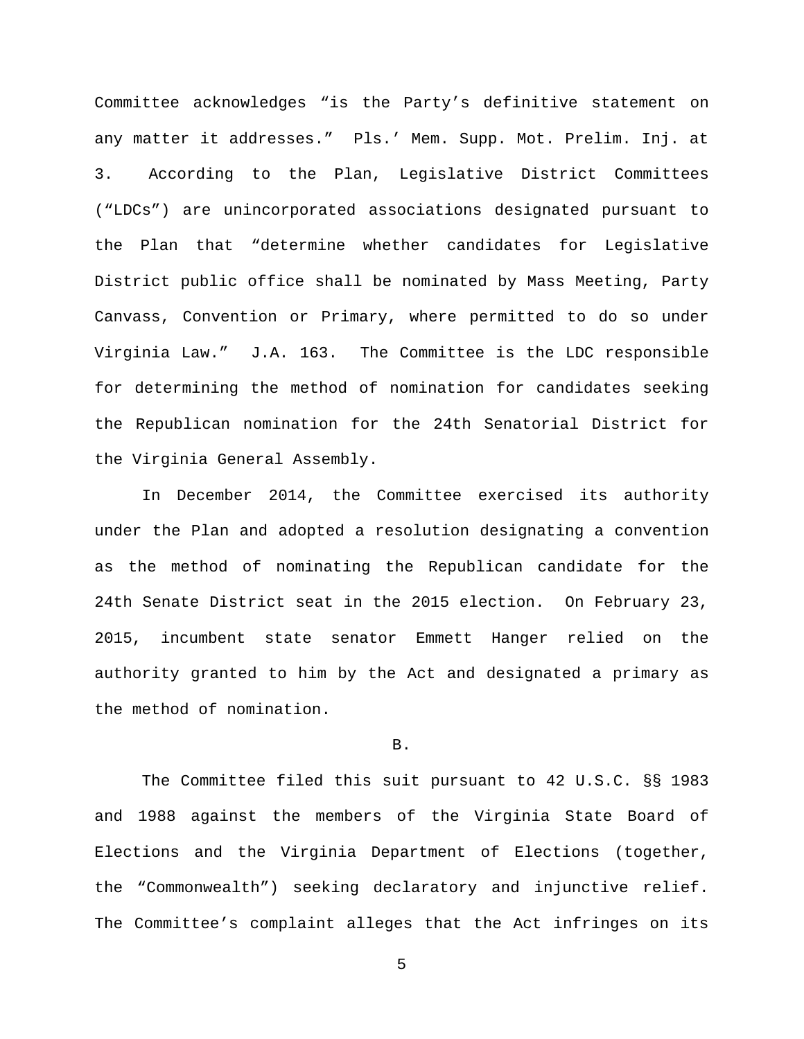Committee acknowledges "is the Party's definitive statement on any matter it addresses." Pls.' Mem. Supp. Mot. Prelim. Inj. at 3. According to the Plan, Legislative District Committees ("LDCs") are unincorporated associations designated pursuant to the Plan that "determine whether candidates for Legislative District public office shall be nominated by Mass Meeting, Party Canvass, Convention or Primary, where permitted to do so under Virginia Law." J.A. 163. The Committee is the LDC responsible for determining the method of nomination for candidates seeking the Republican nomination for the 24th Senatorial District for the Virginia General Assembly.

In December 2014, the Committee exercised its authority under the Plan and adopted a resolution designating a convention as the method of nominating the Republican candidate for the 24th Senate District seat in the 2015 election. On February 23, 2015, incumbent state senator Emmett Hanger relied on the authority granted to him by the Act and designated a primary as the method of nomination.

B.

The Committee filed this suit pursuant to 42 U.S.C. §§ 1983 and 1988 against the members of the Virginia State Board of Elections and the Virginia Department of Elections (together, the "Commonwealth") seeking declaratory and injunctive relief. The Committee's complaint alleges that the Act infringes on its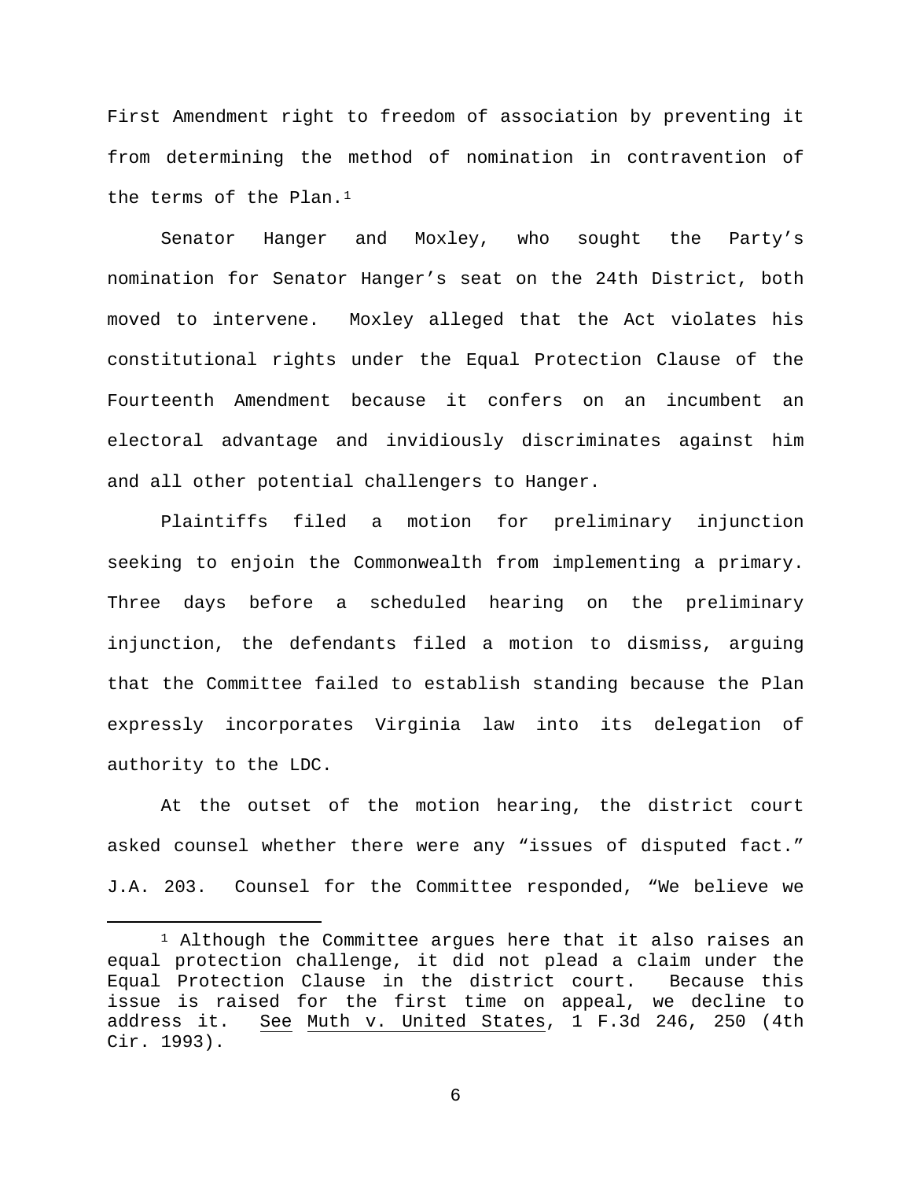First Amendment right to freedom of association by preventing it from determining the method of nomination in contravention of the terms of the Plan.[1]

Senator Hanger and Moxley, who sought the Party's nomination for Senator Hanger's seat on the 24th District, both moved to intervene. Moxley alleged that the Act violates his constitutional rights under the Equal Protection Clause of the Fourteenth Amendment because it confers on an incumbent an electoral advantage and invidiously discriminates against him and all other potential challengers to Hanger.

Plaintiffs filed a motion for preliminary injunction seeking to enjoin the Commonwealth from implementing a primary. Three days before a scheduled hearing on the preliminary injunction, the defendants filed a motion to dismiss, arguing that the Committee failed to establish standing because the Plan expressly incorporates Virginia law into its delegation of authority to the LDC.

At the outset of the motion hearing, the district court asked counsel whether there were any "issues of disputed fact." J.A. 203. Counsel for the Committee responded, "We believe we

[1] Although the Committee argues here that it also raises an equal protection challenge, it did not plead a claim under the Equal Protection Clause in the district court. Because this issue is raised for the first time on appeal, we decline to address it. See Muth v. United States, 1 F.3d 246, 250 (4th Cir. 1993).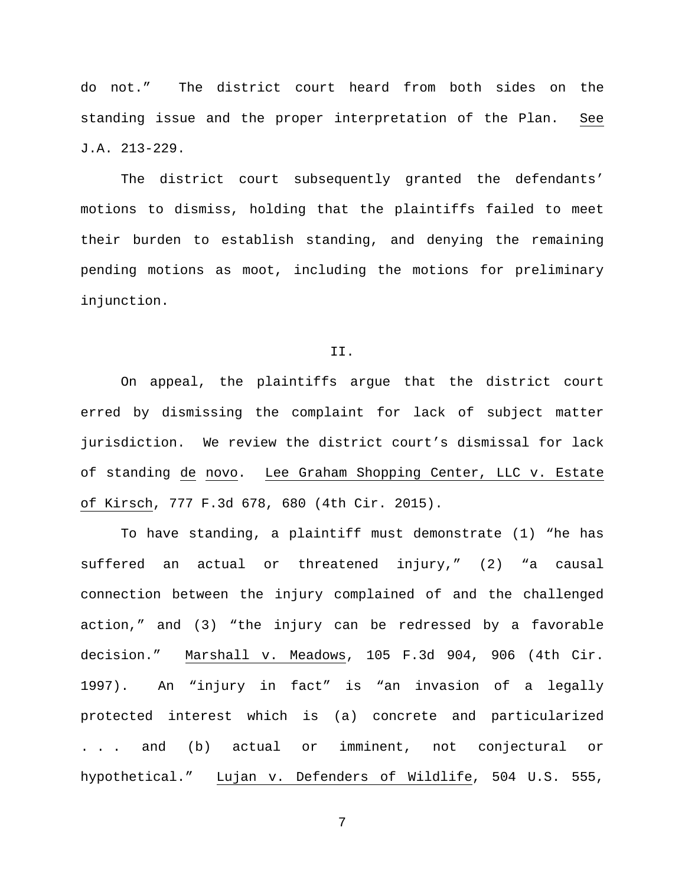do not." The district court heard from both sides on the standing issue and the proper interpretation of the Plan. See J.A. 213-229.

The district court subsequently granted the defendants' motions to dismiss, holding that the plaintiffs failed to meet their burden to establish standing, and denying the remaining pending motions as moot, including the motions for preliminary injunction.

## II.

On appeal, the plaintiffs argue that the district court erred by dismissing the complaint for lack of subject matter jurisdiction. We review the district court's dismissal for lack of standing de novo. Lee Graham Shopping Center, LLC v. Estate of Kirsch, 777 F.3d 678, 680 (4th Cir. 2015).

To have standing, a plaintiff must demonstrate (1) "he has suffered an actual or threatened injury," (2) "a causal connection between the injury complained of and the challenged action," and (3) "the injury can be redressed by a favorable decision." Marshall v. Meadows, 105 F.3d 904, 906 (4th Cir. 1997). An "injury in fact" is "an invasion of a legally protected interest which is (a) concrete and particularized . . . and (b) actual or imminent, not conjectural or hypothetical." Lujan v. Defenders of Wildlife, 504 U.S. 555,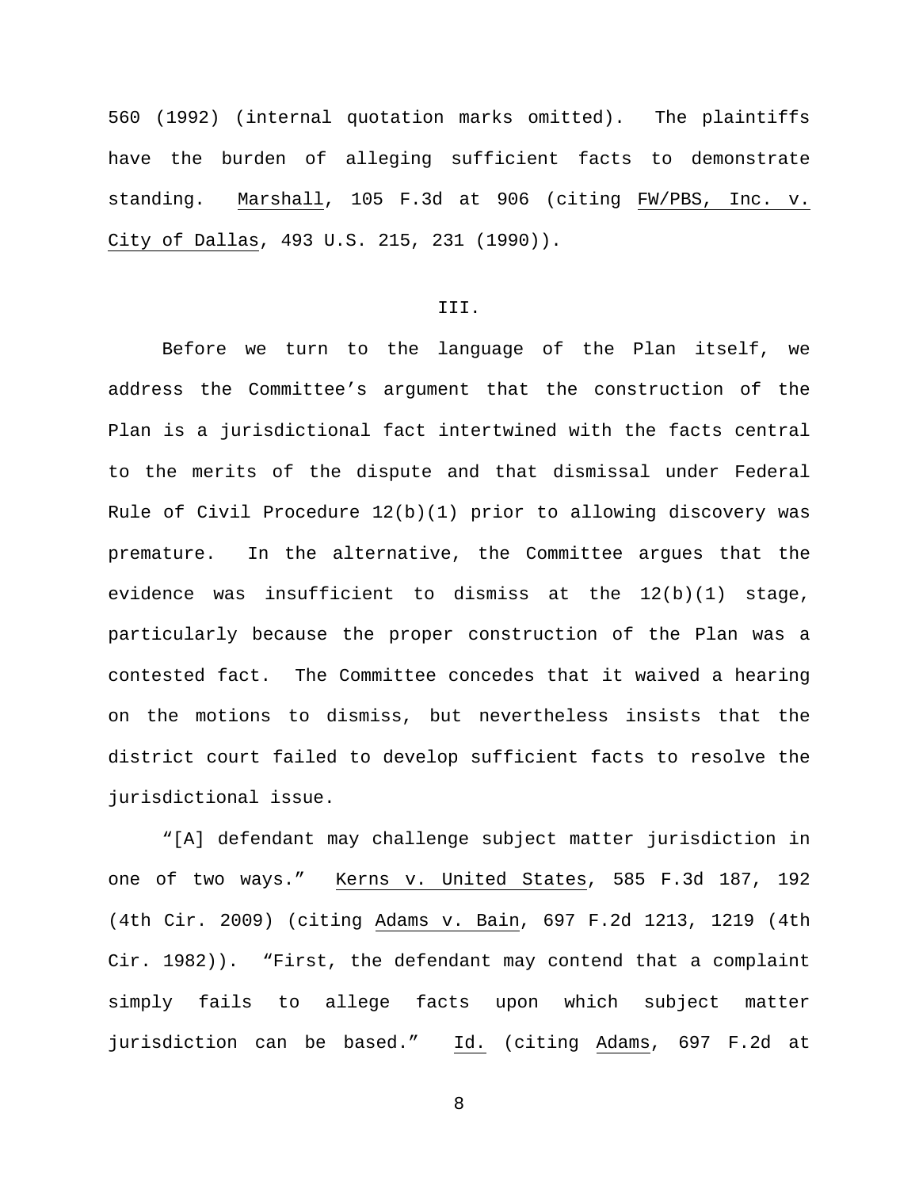560 (1992) (internal quotation marks omitted). The plaintiffs have the burden of alleging sufficient facts to demonstrate standing. Marshall, 105 F.3d at 906 (citing FW/PBS, Inc. v. City of Dallas, 493 U.S. 215, 231 (1990)).

## III.

Before we turn to the language of the Plan itself, we address the Committee's argument that the construction of the Plan is a jurisdictional fact intertwined with the facts central to the merits of the dispute and that dismissal under Federal Rule of Civil Procedure 12(b)(1) prior to allowing discovery was premature. In the alternative, the Committee argues that the evidence was insufficient to dismiss at the 12(b)(1) stage, particularly because the proper construction of the Plan was a contested fact. The Committee concedes that it waived a hearing on the motions to dismiss, but nevertheless insists that the district court failed to develop sufficient facts to resolve the jurisdictional issue.

"[A] defendant may challenge subject matter jurisdiction in one of two ways." Kerns v. United States, 585 F.3d 187, 192 (4th Cir. 2009) (citing Adams v. Bain, 697 F.2d 1213, 1219 (4th Cir. 1982)). "First, the defendant may contend that a complaint simply fails to allege facts upon which subject matter jurisdiction can be based." Id. (citing Adams, 697 F.2d at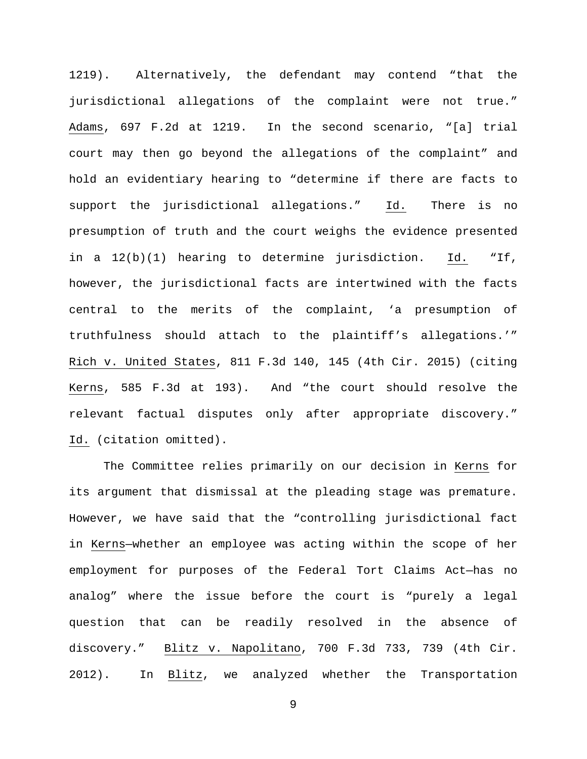1219). Alternatively, the defendant may contend "that the jurisdictional allegations of the complaint were not true." Adams, 697 F.2d at 1219. In the second scenario, "[a] trial court may then go beyond the allegations of the complaint" and hold an evidentiary hearing to "determine if there are facts to support the jurisdictional allegations." Id. There is no presumption of truth and the court weighs the evidence presented in a 12(b)(1) hearing to determine jurisdiction. Id. "If, however, the jurisdictional facts are intertwined with the facts central to the merits of the complaint, 'a presumption of truthfulness should attach to the plaintiff's allegations.'" Rich v. United States, 811 F.3d 140, 145 (4th Cir. 2015) (citing Kerns, 585 F.3d at 193). And "the court should resolve the relevant factual disputes only after appropriate discovery." Id. (citation omitted).

The Committee relies primarily on our decision in Kerns for its argument that dismissal at the pleading stage was premature. However, we have said that the "controlling jurisdictional fact in Kerns—whether an employee was acting within the scope of her employment for purposes of the Federal Tort Claims Act—has no analog" where the issue before the court is "purely a legal question that can be readily resolved in the absence of discovery." Blitz v. Napolitano, 700 F.3d 733, 739 (4th Cir. 2012). In Blitz, we analyzed whether the Transportation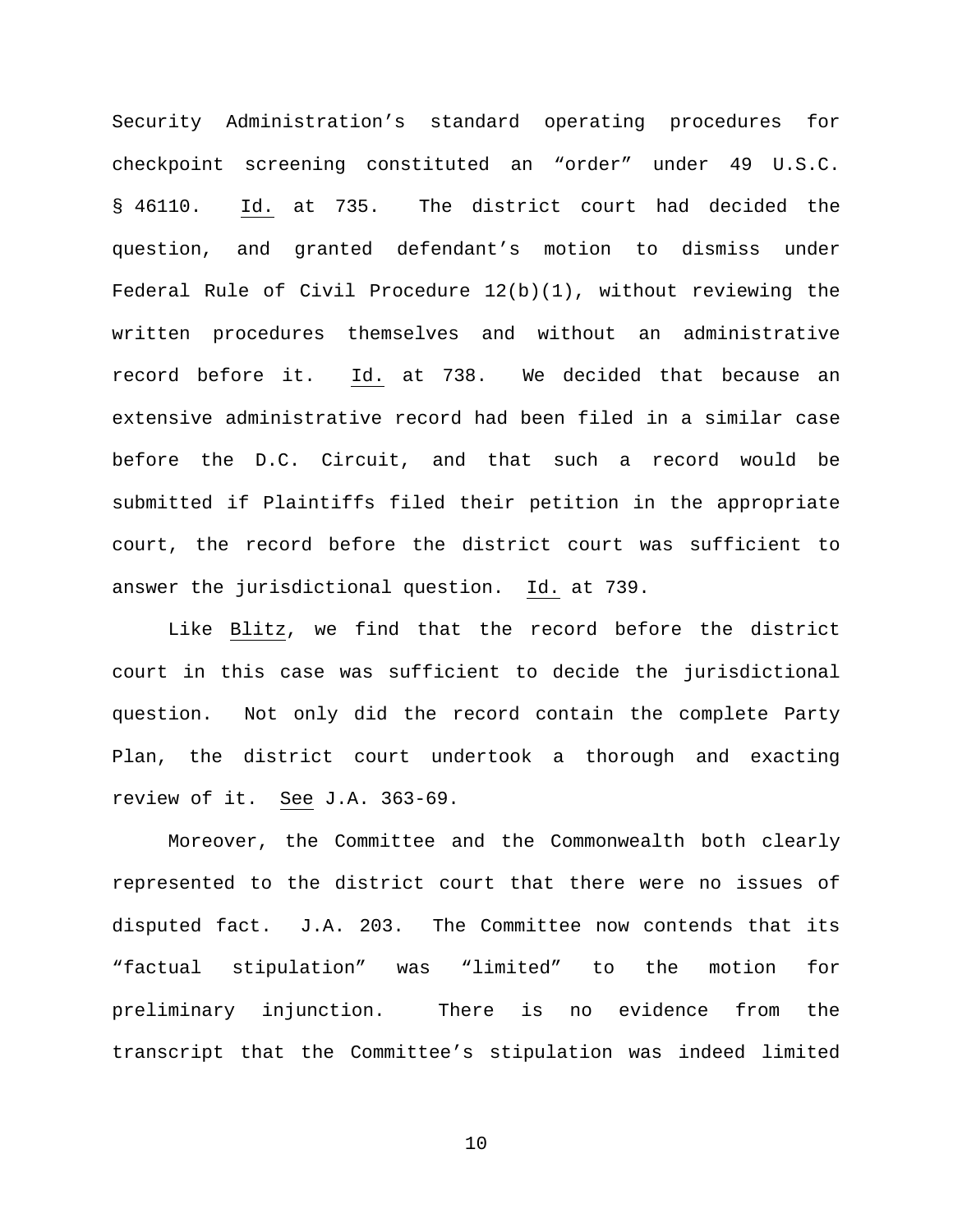Security Administration's standard operating procedures for checkpoint screening constituted an "order" under 49 U.S.C. § 46110. Id. at 735. The district court had decided the question, and granted defendant's motion to dismiss under Federal Rule of Civil Procedure 12(b)(1), without reviewing the written procedures themselves and without an administrative record before it. Id. at 738. We decided that because an extensive administrative record had been filed in a similar case before the D.C. Circuit, and that such a record would be submitted if Plaintiffs filed their petition in the appropriate court, the record before the district court was sufficient to answer the jurisdictional question. Id. at 739.

Like Blitz, we find that the record before the district court in this case was sufficient to decide the jurisdictional question. Not only did the record contain the complete Party Plan, the district court undertook a thorough and exacting review of it. See J.A. 363-69.

Moreover, the Committee and the Commonwealth both clearly represented to the district court that there were no issues of disputed fact. J.A. 203. The Committee now contends that its "factual stipulation" was "limited" to the motion for preliminary injunction. There is no evidence from the transcript that the Committee's stipulation was indeed limited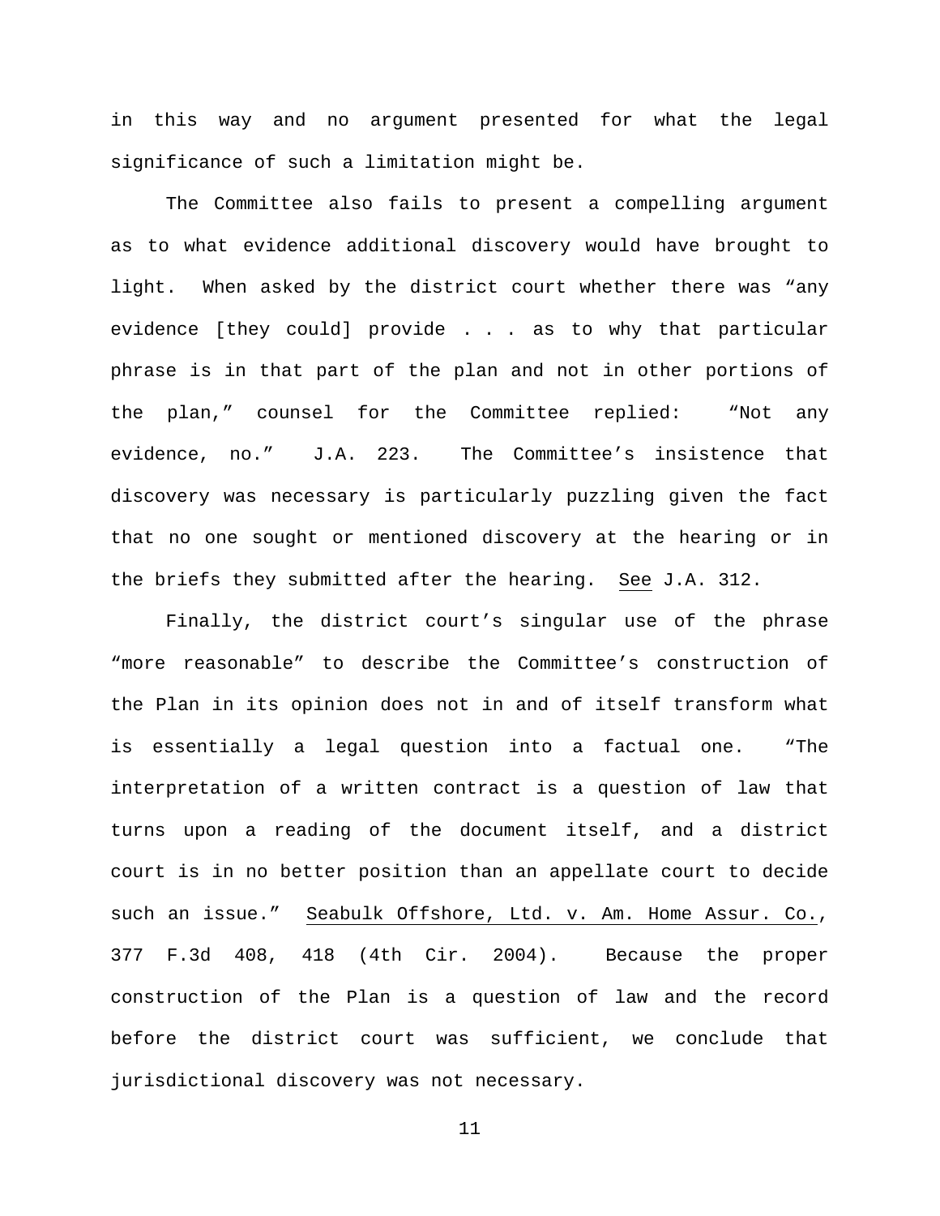in this way and no argument presented for what the legal significance of such a limitation might be.

The Committee also fails to present a compelling argument as to what evidence additional discovery would have brought to light. When asked by the district court whether there was "any evidence [they could] provide . . . as to why that particular phrase is in that part of the plan and not in other portions of the plan," counsel for the Committee replied: "Not any evidence, no." J.A. 223. The Committee's insistence that discovery was necessary is particularly puzzling given the fact that no one sought or mentioned discovery at the hearing or in the briefs they submitted after the hearing. See J.A. 312.

Finally, the district court's singular use of the phrase "more reasonable" to describe the Committee's construction of the Plan in its opinion does not in and of itself transform what is essentially a legal question into a factual one. "The interpretation of a written contract is a question of law that turns upon a reading of the document itself, and a district court is in no better position than an appellate court to decide such an issue." Seabulk Offshore, Ltd. v. Am. Home Assur. Co., 377 F.3d 408, 418 (4th Cir. 2004). Because the proper construction of the Plan is a question of law and the record before the district court was sufficient, we conclude that jurisdictional discovery was not necessary.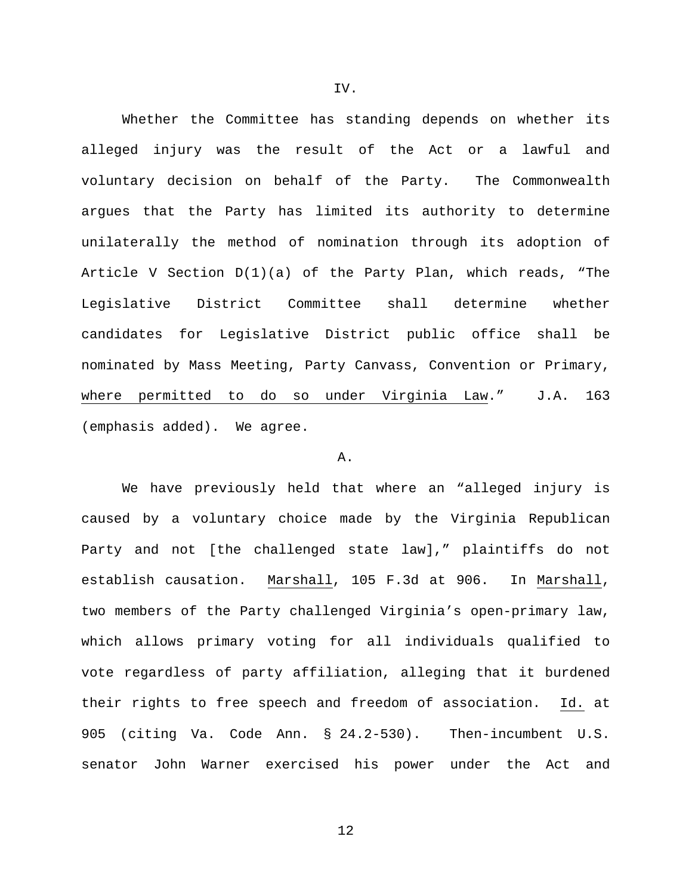IV.

Whether the Committee has standing depends on whether its alleged injury was the result of the Act or a lawful and voluntary decision on behalf of the Party. The Commonwealth argues that the Party has limited its authority to determine unilaterally the method of nomination through its adoption of Article V Section D(1)(a) of the Party Plan, which reads, "The Legislative District Committee shall determine whether candidates for Legislative District public office shall be nominated by Mass Meeting, Party Canvass, Convention or Primary, <u>where permitted to do so under Virginia Law</u>." J.A. 163 (emphasis added). We agree.

A.

We have previously held that where an "alleged injury is caused by a voluntary choice made by the Virginia Republican Party and not [the challenged state law]," plaintiffs do not establish causation. <u>Marshall</u>, 105 F.3d at 906. In <u>Marshall</u>, two members of the Party challenged Virginia's open-primary law, which allows primary voting for all individuals qualified to vote regardless of party affiliation, alleging that it burdened their rights to free speech and freedom of association. <u>Id.</u> at 905 (citing Va. Code Ann. § 24.2-530). Then-incumbent U.S. senator John Warner exercised his power under the Act and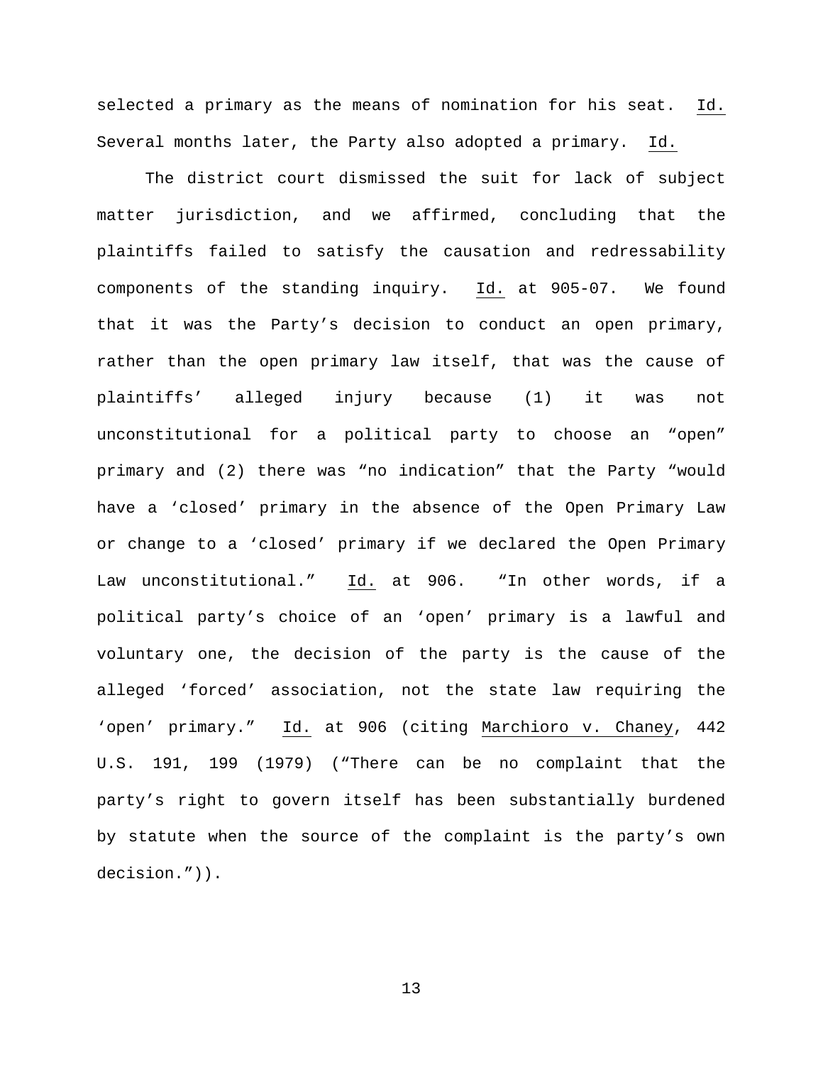selected a primary as the means of nomination for his seat. Id. Several months later, the Party also adopted a primary. Id.

The district court dismissed the suit for lack of subject matter jurisdiction, and we affirmed, concluding that the plaintiffs failed to satisfy the causation and redressability components of the standing inquiry. Id. at 905-07. We found that it was the Party's decision to conduct an open primary, rather than the open primary law itself, that was the cause of plaintiffs' alleged injury because (1) it was not unconstitutional for a political party to choose an "open" primary and (2) there was "no indication" that the Party "would have a 'closed' primary in the absence of the Open Primary Law or change to a 'closed' primary if we declared the Open Primary Law unconstitutional." Id. at 906. "In other words, if a political party's choice of an 'open' primary is a lawful and voluntary one, the decision of the party is the cause of the alleged 'forced' association, not the state law requiring the 'open' primary." Id. at 906 (citing Marchioro v. Chaney, 442 U.S. 191, 199 (1979) ("There can be no complaint that the party's right to govern itself has been substantially burdened by statute when the source of the complaint is the party's own decision.")).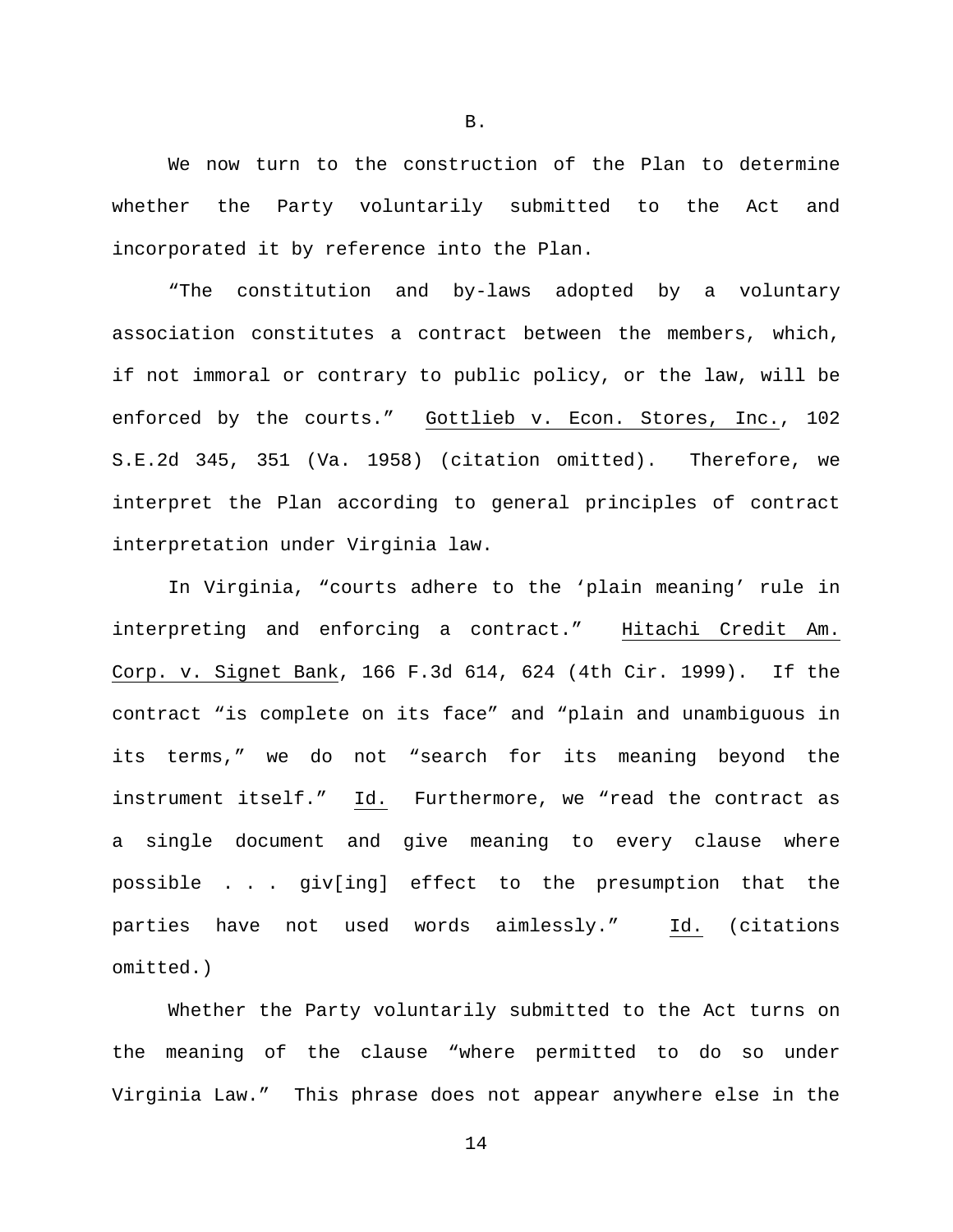## B.

We now turn to the construction of the Plan to determine whether the Party voluntarily submitted to the Act and incorporated it by reference into the Plan.

"The constitution and by-laws adopted by a voluntary association constitutes a contract between the members, which, if not immoral or contrary to public policy, or the law, will be enforced by the courts." Gottlieb v. Econ. Stores, Inc., 102 S.E.2d 345, 351 (Va. 1958) (citation omitted). Therefore, we interpret the Plan according to general principles of contract interpretation under Virginia law.

In Virginia, "courts adhere to the 'plain meaning' rule in interpreting and enforcing a contract." Hitachi Credit Am. Corp. v. Signet Bank, 166 F.3d 614, 624 (4th Cir. 1999). If the contract "is complete on its face" and "plain and unambiguous in its terms," we do not "search for its meaning beyond the instrument itself." Id. Furthermore, we "read the contract as a single document and give meaning to every clause where possible . . . giv[ing] effect to the presumption that the parties have not used words aimlessly." Id. (citations omitted.)

Whether the Party voluntarily submitted to the Act turns on the meaning of the clause "where permitted to do so under Virginia Law." This phrase does not appear anywhere else in the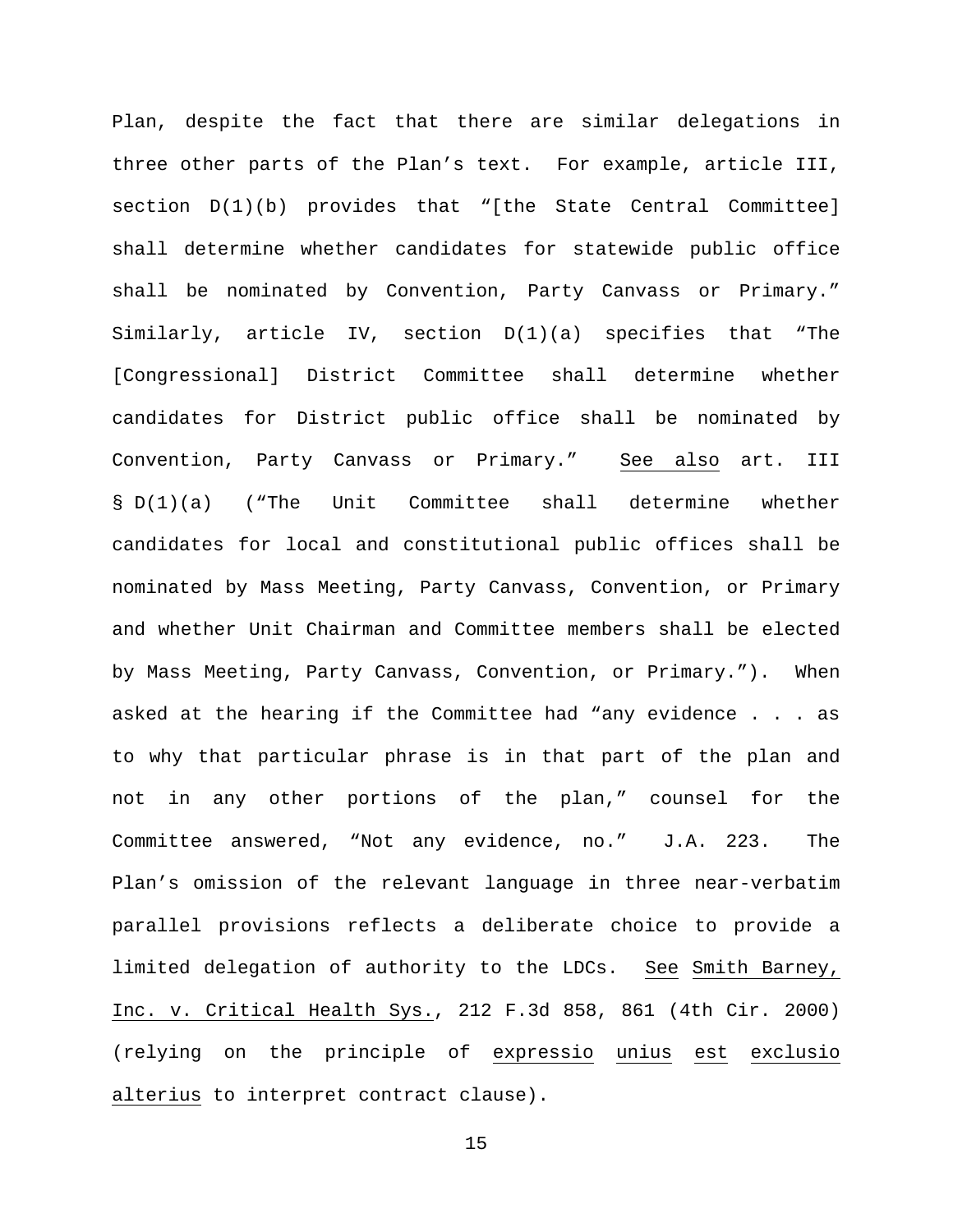Plan, despite the fact that there are similar delegations in three other parts of the Plan's text. For example, article III, section D(1)(b) provides that "[the State Central Committee] shall determine whether candidates for statewide public office shall be nominated by Convention, Party Canvass or Primary." Similarly, article IV, section D(1)(a) specifies that "The [Congressional] District Committee shall determine whether candidates for District public office shall be nominated by Convention, Party Canvass or Primary." See also art. III § D(1)(a) ("The Unit Committee shall determine whether candidates for local and constitutional public offices shall be nominated by Mass Meeting, Party Canvass, Convention, or Primary and whether Unit Chairman and Committee members shall be elected by Mass Meeting, Party Canvass, Convention, or Primary."). When asked at the hearing if the Committee had "any evidence . . . as to why that particular phrase is in that part of the plan and not in any other portions of the plan," counsel for the Committee answered, "Not any evidence, no." J.A. 223. The Plan's omission of the relevant language in three near-verbatim parallel provisions reflects a deliberate choice to provide a limited delegation of authority to the LDCs. See Smith Barney, Inc. v. Critical Health Sys., 212 F.3d 858, 861 (4th Cir. 2000) (relying on the principle of expressio unius est exclusio alterius to interpret contract clause).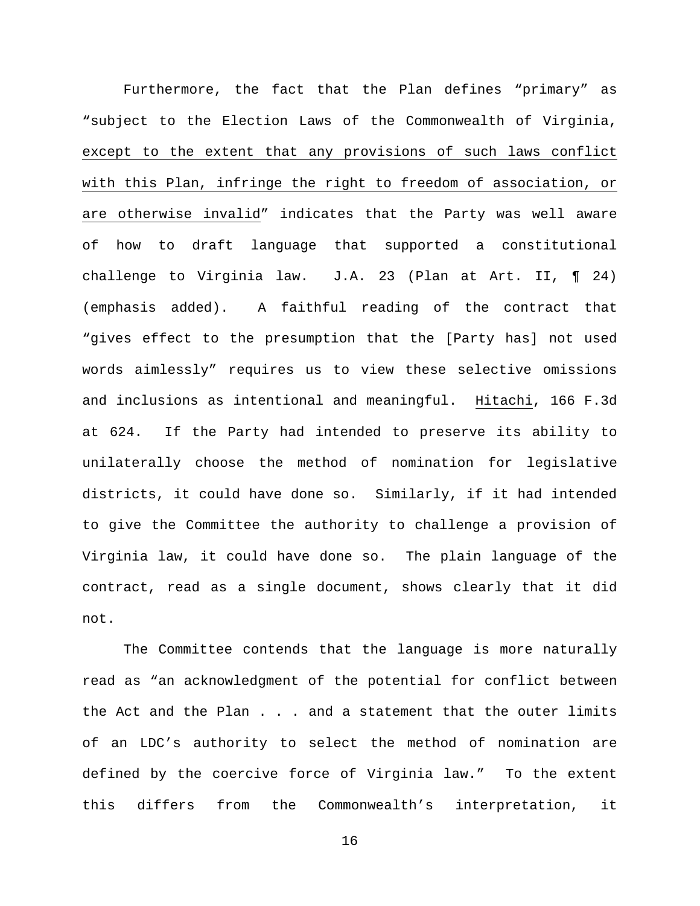Furthermore, the fact that the Plan defines "primary" as "subject to the Election Laws of the Commonwealth of Virginia, <u>except to the extent that any provisions of such laws conflict with this Plan, infringe the right to freedom of association, or are otherwise invalid</u>" indicates that the Party was well aware of how to draft language that supported a constitutional challenge to Virginia law. J.A. 23 (Plan at Art. II, ¶ 24) (emphasis added). A faithful reading of the contract that "gives effect to the presumption that the [Party has] not used words aimlessly" requires us to view these selective omissions and inclusions as intentional and meaningful. <u>Hitachi</u>, 166 F.3d at 624. If the Party had intended to preserve its ability to unilaterally choose the method of nomination for legislative districts, it could have done so. Similarly, if it had intended to give the Committee the authority to challenge a provision of Virginia law, it could have done so. The plain language of the contract, read as a single document, shows clearly that it did not.

The Committee contends that the language is more naturally read as "an acknowledgment of the potential for conflict between the Act and the Plan . . . and a statement that the outer limits of an LDC's authority to select the method of nomination are defined by the coercive force of Virginia law." To the extent this differs from the Commonwealth's interpretation, it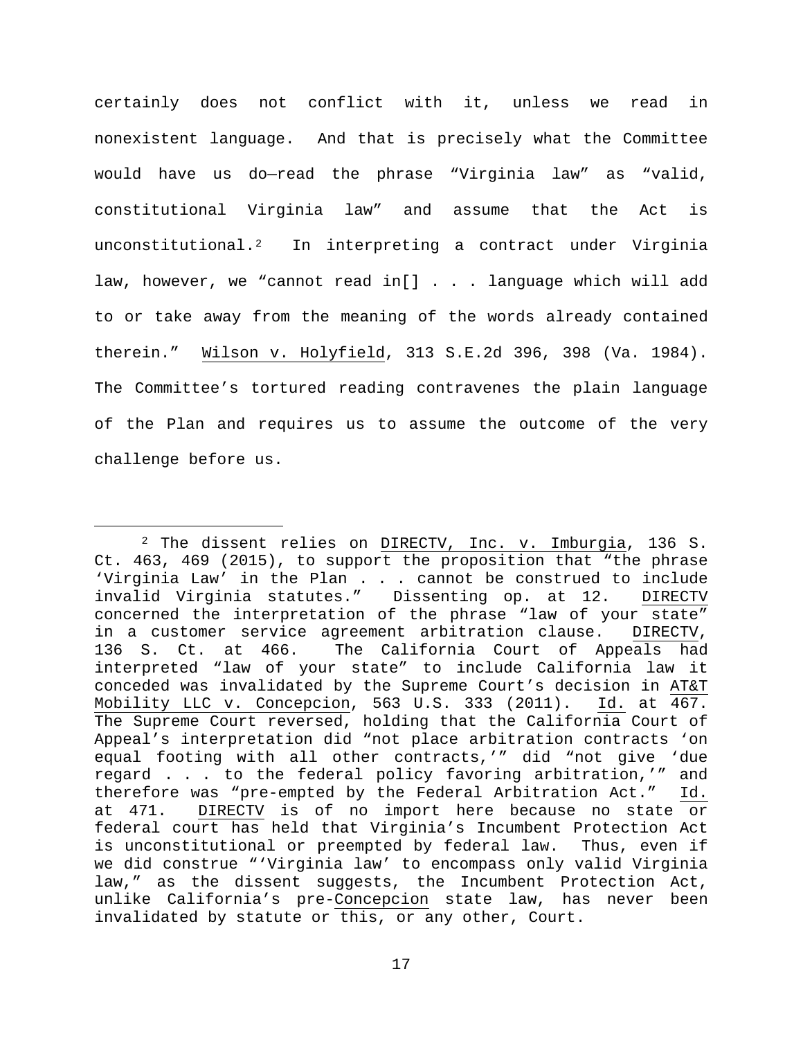certainly does not conflict with it, unless we read in nonexistent language. And that is precisely what the Committee would have us do—read the phrase "Virginia law" as "valid, constitutional Virginia law" and assume that the Act is unconstitutional.[2] In interpreting a contract under Virginia law, however, we "cannot read in[] . . . language which will add to or take away from the meaning of the words already contained therein." Wilson v. Holyfield, 313 S.E.2d 396, 398 (Va. 1984). The Committee's tortured reading contravenes the plain language of the Plan and requires us to assume the outcome of the very challenge before us.

---

[2] The dissent relies on DIRECTV, Inc. v. Imburgia, 136 S. Ct. 463, 469 (2015), to support the proposition that "the phrase 'Virginia Law' in the Plan . . . cannot be construed to include invalid Virginia statutes." Dissenting op. at 12. DIRECTV concerned the interpretation of the phrase "law of your state" in a customer service agreement arbitration clause. DIRECTV, 136 S. Ct. at 466. The California Court of Appeals had interpreted "law of your state" to include California law it conceded was invalidated by the Supreme Court's decision in AT&T Mobility LLC v. Concepcion, 563 U.S. 333 (2011). Id. at 467. The Supreme Court reversed, holding that the California Court of Appeal's interpretation did "not place arbitration contracts 'on equal footing with all other contracts,'" did "not give 'due regard . . . to the federal policy favoring arbitration,'" and therefore was "pre-empted by the Federal Arbitration Act." Id. at 471. DIRECTV is of no import here because no state or federal court has held that Virginia's Incumbent Protection Act is unconstitutional or preempted by federal law. Thus, even if we did construe "'Virginia law' to encompass only valid Virginia law," as the dissent suggests, the Incumbent Protection Act, unlike California's pre-Concepcion state law, has never been invalidated by statute or this, or any other, Court.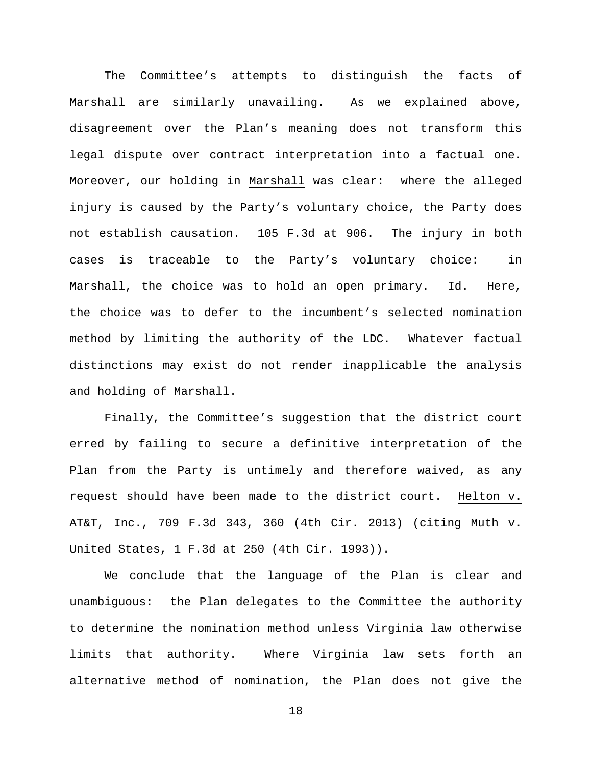The Committee's attempts to distinguish the facts of Marshall are similarly unavailing. As we explained above, disagreement over the Plan's meaning does not transform this legal dispute over contract interpretation into a factual one. Moreover, our holding in Marshall was clear: where the alleged injury is caused by the Party's voluntary choice, the Party does not establish causation. 105 F.3d at 906. The injury in both cases is traceable to the Party's voluntary choice: in Marshall, the choice was to hold an open primary. Id. Here, the choice was to defer to the incumbent's selected nomination method by limiting the authority of the LDC. Whatever factual distinctions may exist do not render inapplicable the analysis and holding of Marshall.

Finally, the Committee's suggestion that the district court erred by failing to secure a definitive interpretation of the Plan from the Party is untimely and therefore waived, as any request should have been made to the district court. Helton v. AT&T, Inc., 709 F.3d 343, 360 (4th Cir. 2013) (citing Muth v. United States, 1 F.3d at 250 (4th Cir. 1993)).

We conclude that the language of the Plan is clear and unambiguous: the Plan delegates to the Committee the authority to determine the nomination method unless Virginia law otherwise limits that authority. Where Virginia law sets forth an alternative method of nomination, the Plan does not give the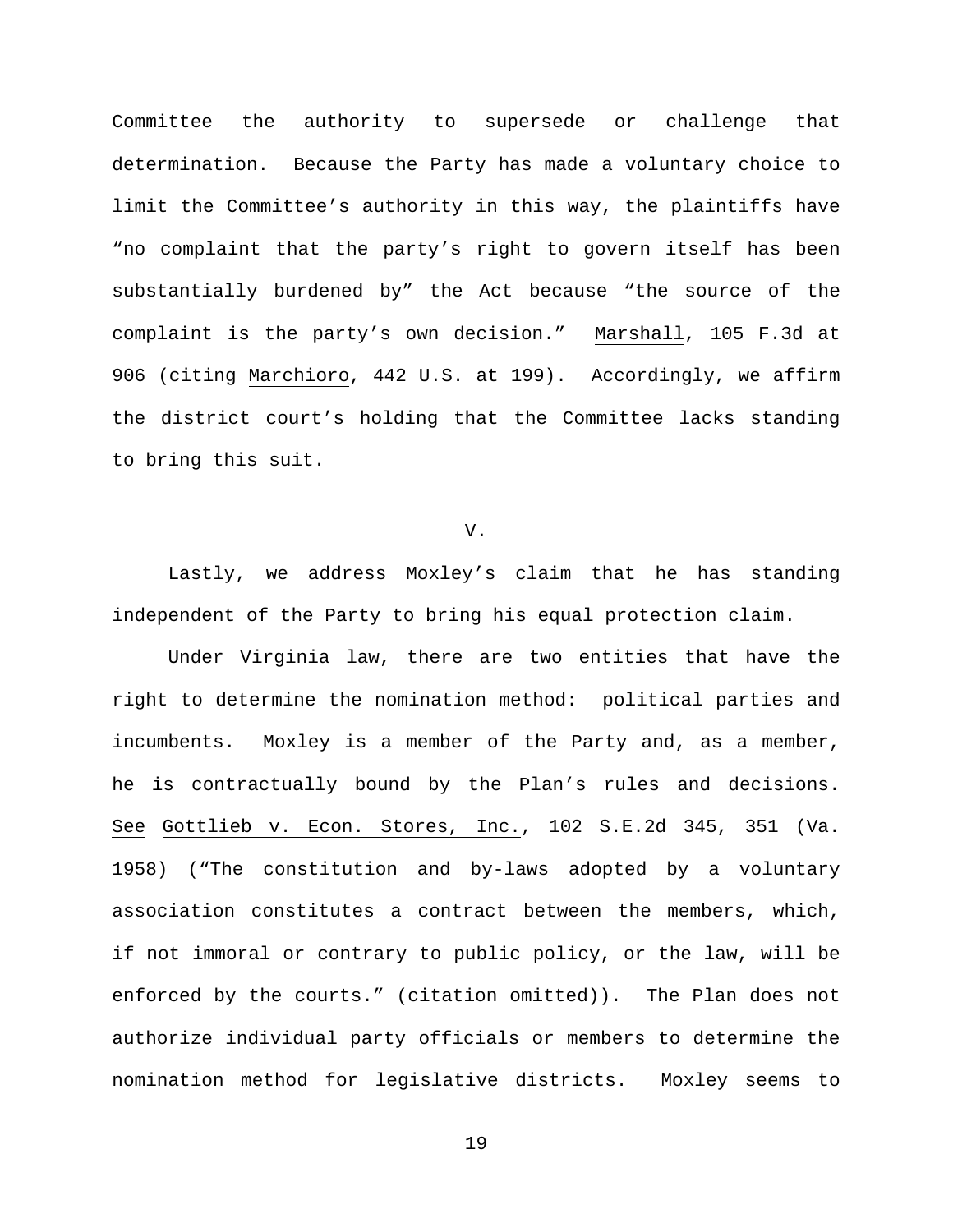Committee the authority to supersede or challenge that determination. Because the Party has made a voluntary choice to limit the Committee's authority in this way, the plaintiffs have "no complaint that the party's right to govern itself has been substantially burdened by" the Act because "the source of the complaint is the party's own decision." Marshall, 105 F.3d at 906 (citing Marchioro, 442 U.S. at 199). Accordingly, we affirm the district court's holding that the Committee lacks standing to bring this suit.

## V.

Lastly, we address Moxley's claim that he has standing independent of the Party to bring his equal protection claim.

Under Virginia law, there are two entities that have the right to determine the nomination method: political parties and incumbents. Moxley is a member of the Party and, as a member, he is contractually bound by the Plan's rules and decisions. See Gottlieb v. Econ. Stores, Inc., 102 S.E.2d 345, 351 (Va. 1958) ("The constitution and by-laws adopted by a voluntary association constitutes a contract between the members, which, if not immoral or contrary to public policy, or the law, will be enforced by the courts." (citation omitted)). The Plan does not authorize individual party officials or members to determine the nomination method for legislative districts. Moxley seems to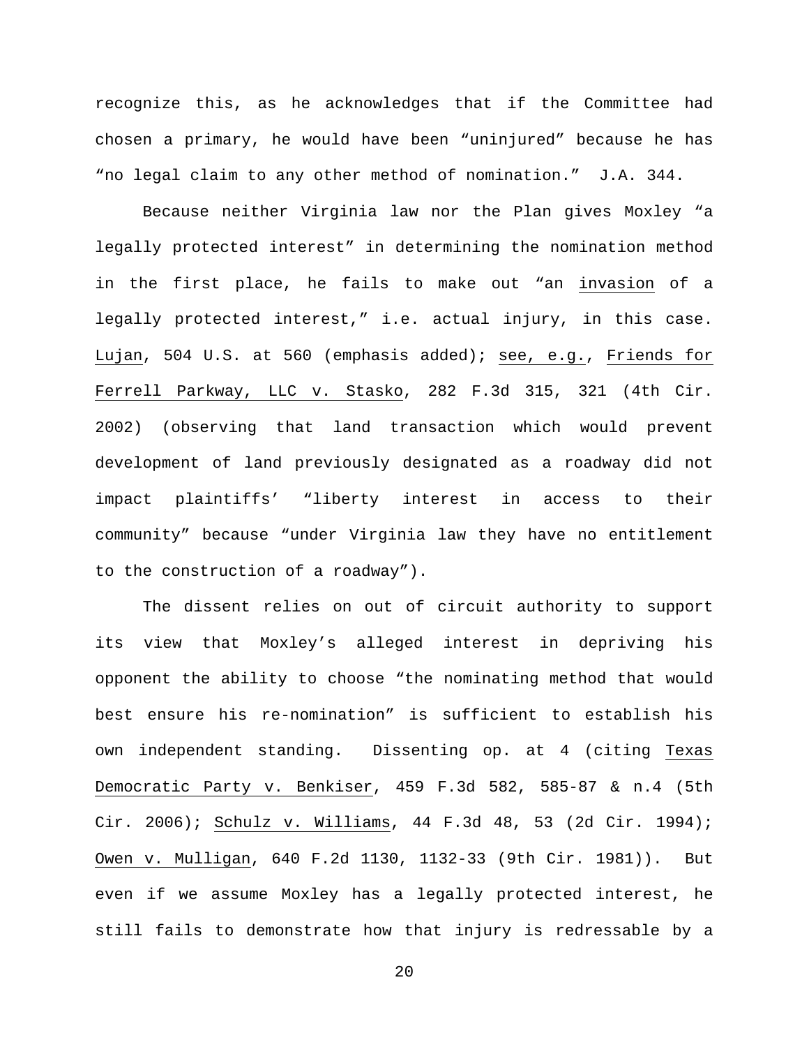recognize this, as he acknowledges that if the Committee had chosen a primary, he would have been "uninjured" because he has "no legal claim to any other method of nomination." J.A. 344.

Because neither Virginia law nor the Plan gives Moxley "a legally protected interest" in determining the nomination method in the first place, he fails to make out "an invasion of a legally protected interest," i.e. actual injury, in this case. Lujan, 504 U.S. at 560 (emphasis added); see, e.g., Friends for Ferrell Parkway, LLC v. Stasko, 282 F.3d 315, 321 (4th Cir. 2002) (observing that land transaction which would prevent development of land previously designated as a roadway did not impact plaintiffs' "liberty interest in access to their community" because "under Virginia law they have no entitlement to the construction of a roadway").

The dissent relies on out of circuit authority to support its view that Moxley's alleged interest in depriving his opponent the ability to choose "the nominating method that would best ensure his re-nomination" is sufficient to establish his own independent standing. Dissenting op. at 4 (citing Texas Democratic Party v. Benkiser, 459 F.3d 582, 585-87 & n.4 (5th Cir. 2006); Schulz v. Williams, 44 F.3d 48, 53 (2d Cir. 1994); Owen v. Mulligan, 640 F.2d 1130, 1132-33 (9th Cir. 1981)). But even if we assume Moxley has a legally protected interest, he still fails to demonstrate how that injury is redressable by a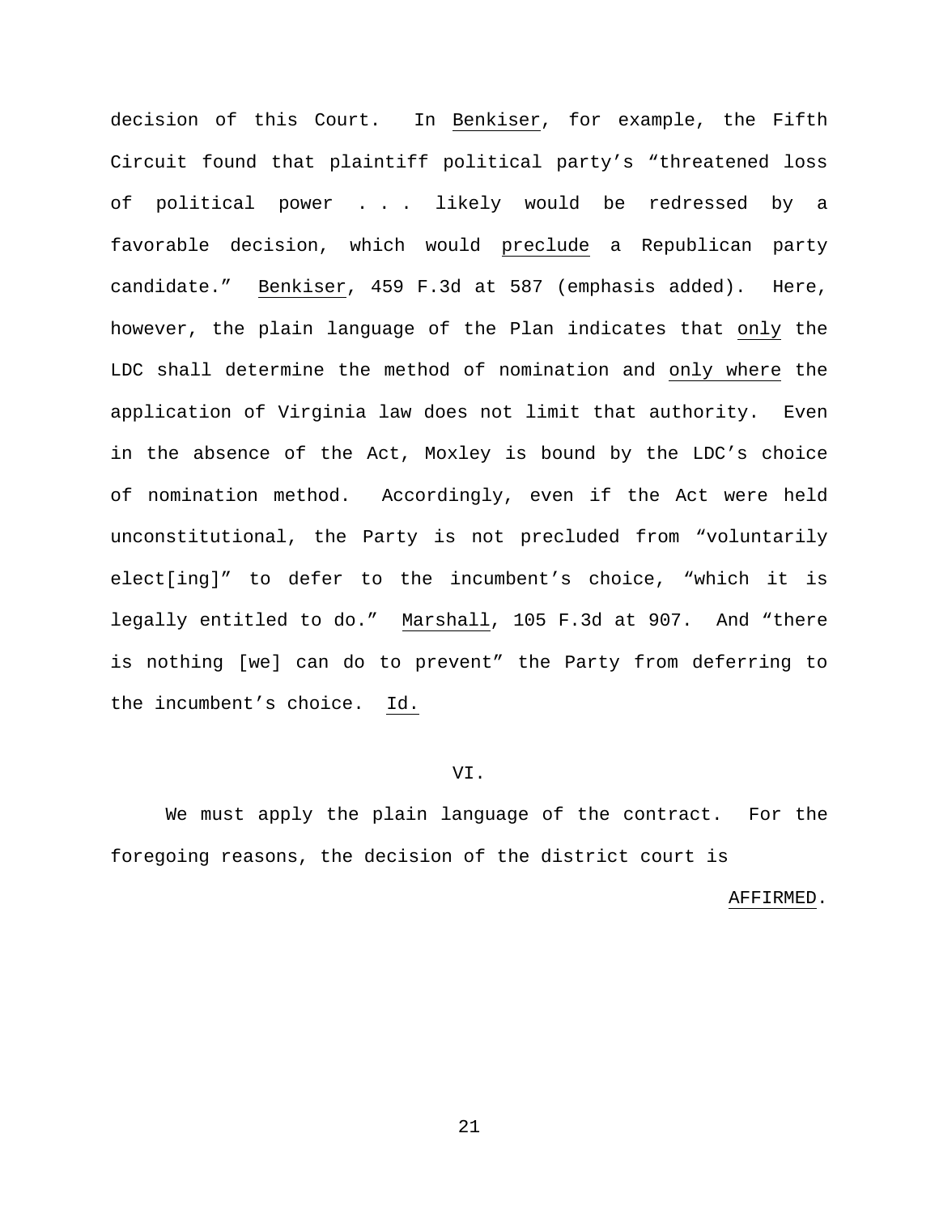decision of this Court. In Benkiser, for example, the Fifth Circuit found that plaintiff political party's "threatened loss of political power . . . likely would be redressed by a favorable decision, which would preclude a Republican party candidate." Benkiser, 459 F.3d at 587 (emphasis added). Here, however, the plain language of the Plan indicates that only the LDC shall determine the method of nomination and only where the application of Virginia law does not limit that authority. Even in the absence of the Act, Moxley is bound by the LDC's choice of nomination method. Accordingly, even if the Act were held unconstitutional, the Party is not precluded from "voluntarily elect[ing]" to defer to the incumbent's choice, "which it is legally entitled to do." Marshall, 105 F.3d at 907. And "there is nothing [we] can do to prevent" the Party from deferring to the incumbent's choice. Id.

## VI.

We must apply the plain language of the contract. For the foregoing reasons, the decision of the district court is

AFFIRMED.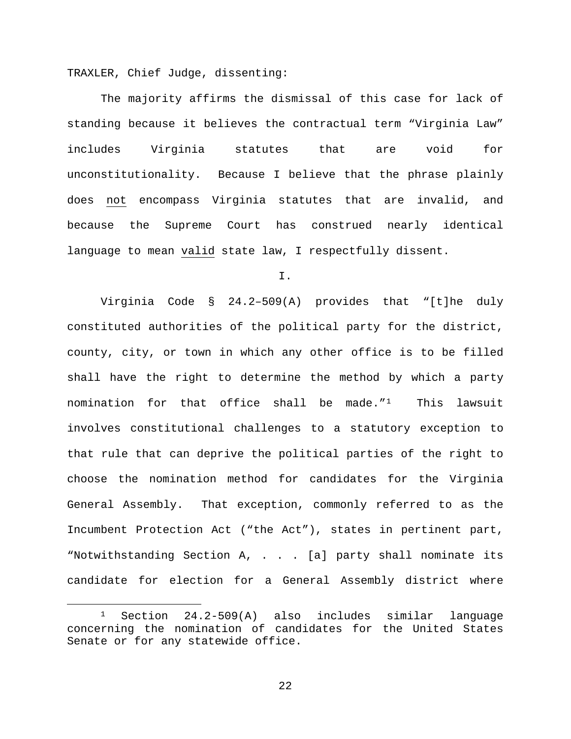TRAXLER, Chief Judge, dissenting:

The majority affirms the dismissal of this case for lack of standing because it believes the contractual term "Virginia Law" includes Virginia statutes that are void for unconstitutionality. Because I believe that the phrase plainly does not encompass Virginia statutes that are invalid, and because the Supreme Court has construed nearly identical language to mean valid state law, I respectfully dissent.

I.

Virginia Code § 24.2–509(A) provides that "[t]he duly constituted authorities of the political party for the district, county, city, or town in which any other office is to be filled shall have the right to determine the method by which a party nomination for that office shall be made."[1] This lawsuit involves constitutional challenges to a statutory exception to that rule that can deprive the political parties of the right to choose the nomination method for candidates for the Virginia General Assembly. That exception, commonly referred to as the Incumbent Protection Act ("the Act"), states in pertinent part, "Notwithstanding Section A, . . . [a] party shall nominate its candidate for election for a General Assembly district where

[1] Section 24.2-509(A) also includes similar language concerning the nomination of candidates for the United States Senate or for any statewide office.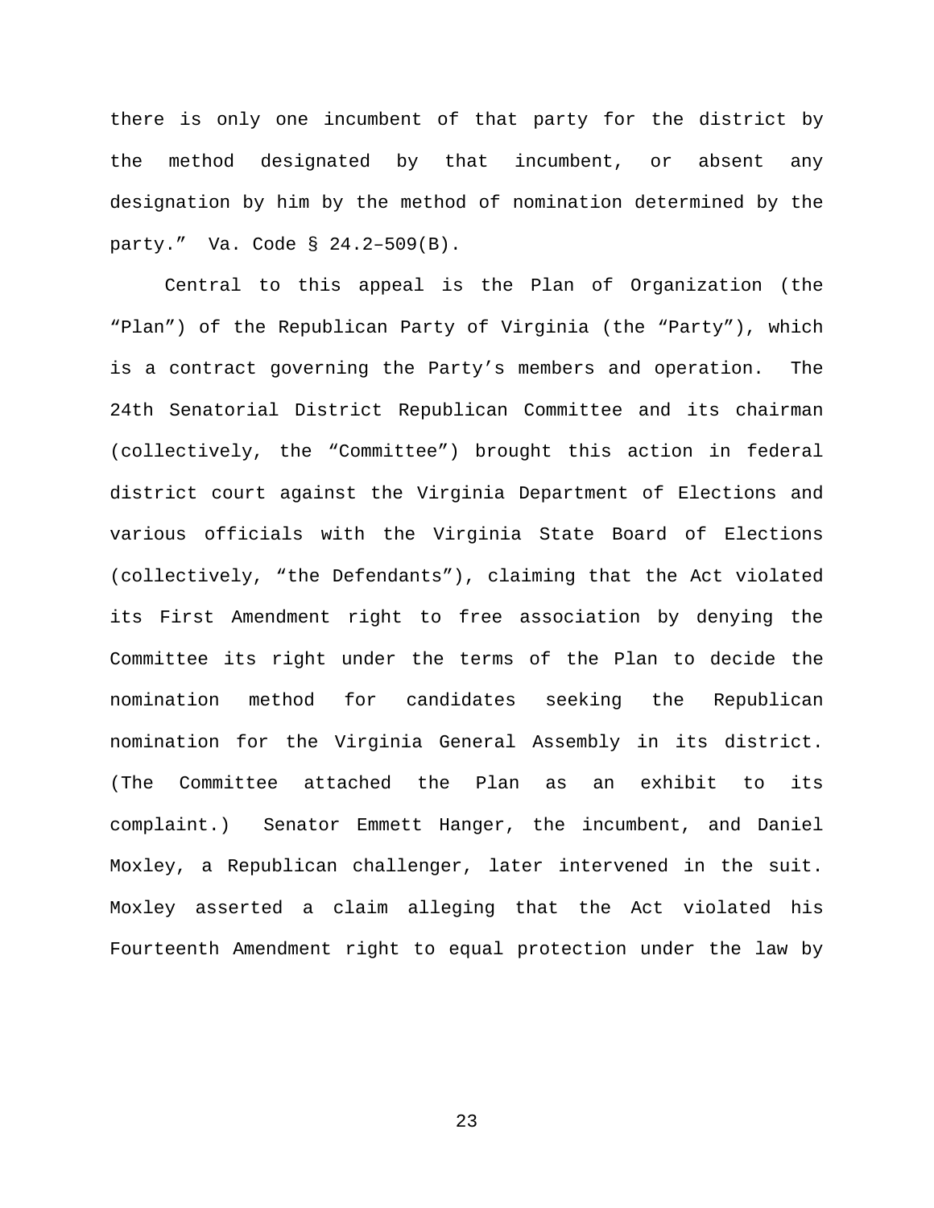there is only one incumbent of that party for the district by the method designated by that incumbent, or absent any designation by him by the method of nomination determined by the party." Va. Code § 24.2–509(B).

Central to this appeal is the Plan of Organization (the "Plan") of the Republican Party of Virginia (the "Party"), which is a contract governing the Party's members and operation. The 24th Senatorial District Republican Committee and its chairman (collectively, the "Committee") brought this action in federal district court against the Virginia Department of Elections and various officials with the Virginia State Board of Elections (collectively, "the Defendants"), claiming that the Act violated its First Amendment right to free association by denying the Committee its right under the terms of the Plan to decide the nomination method for candidates seeking the Republican nomination for the Virginia General Assembly in its district. (The Committee attached the Plan as an exhibit to its complaint.) Senator Emmett Hanger, the incumbent, and Daniel Moxley, a Republican challenger, later intervened in the suit. Moxley asserted a claim alleging that the Act violated his Fourteenth Amendment right to equal protection under the law by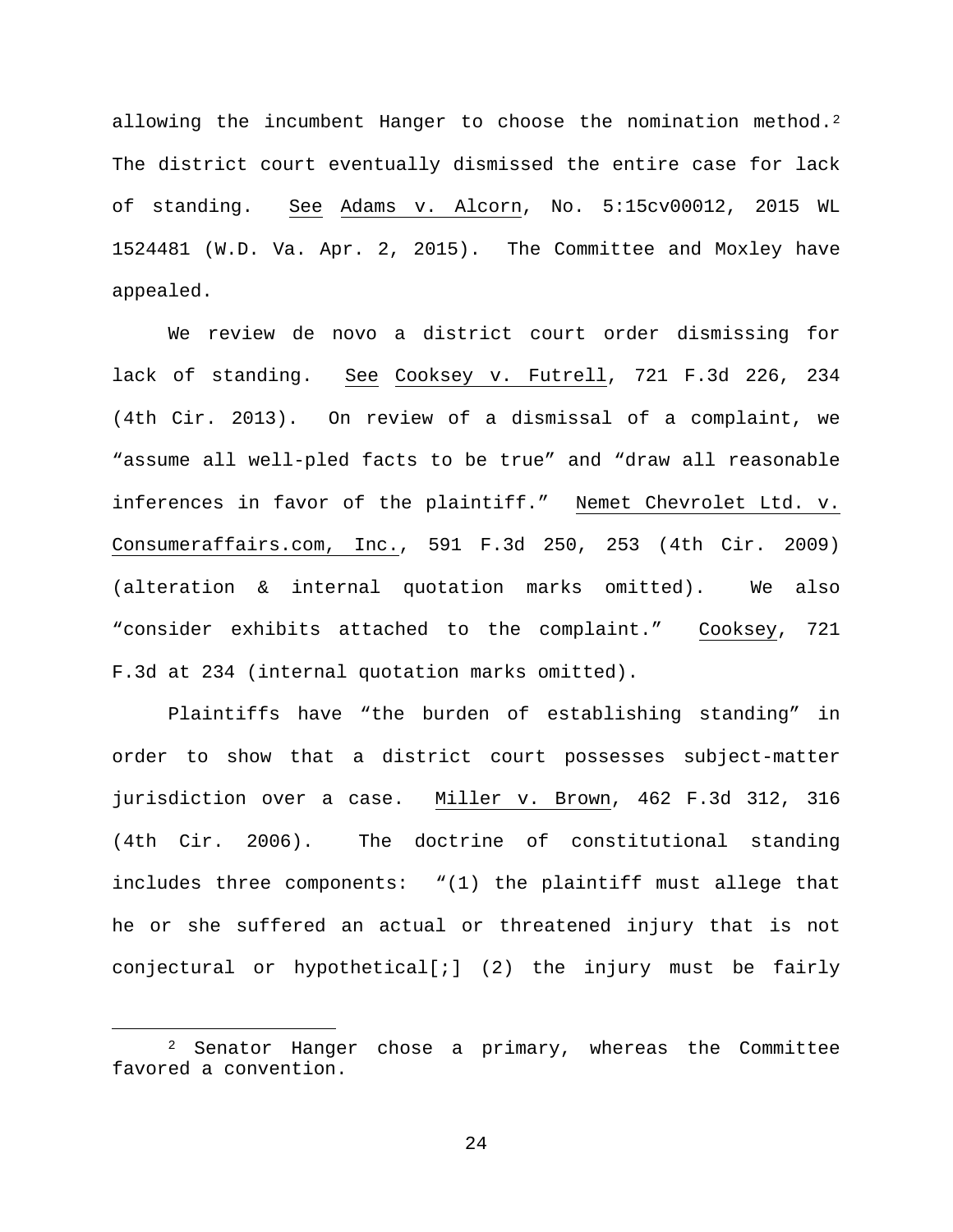allowing the incumbent Hanger to choose the nomination method.[2] The district court eventually dismissed the entire case for lack of standing. See Adams v. Alcorn, No. 5:15cv00012, 2015 WL 1524481 (W.D. Va. Apr. 2, 2015). The Committee and Moxley have appealed.

We review de novo a district court order dismissing for lack of standing. See Cooksey v. Futrell, 721 F.3d 226, 234 (4th Cir. 2013). On review of a dismissal of a complaint, we "assume all well-pled facts to be true" and "draw all reasonable inferences in favor of the plaintiff." Nemet Chevrolet Ltd. v. Consumeraffairs.com, Inc., 591 F.3d 250, 253 (4th Cir. 2009) (alteration & internal quotation marks omitted). We also "consider exhibits attached to the complaint." Cooksey, 721 F.3d at 234 (internal quotation marks omitted).

Plaintiffs have "the burden of establishing standing" in order to show that a district court possesses subject-matter jurisdiction over a case. Miller v. Brown, 462 F.3d 312, 316 (4th Cir. 2006). The doctrine of constitutional standing includes three components: "(1) the plaintiff must allege that he or she suffered an actual or threatened injury that is not conjectural or hypothetical[;] (2) the injury must be fairly

[2] Senator Hanger chose a primary, whereas the Committee favored a convention.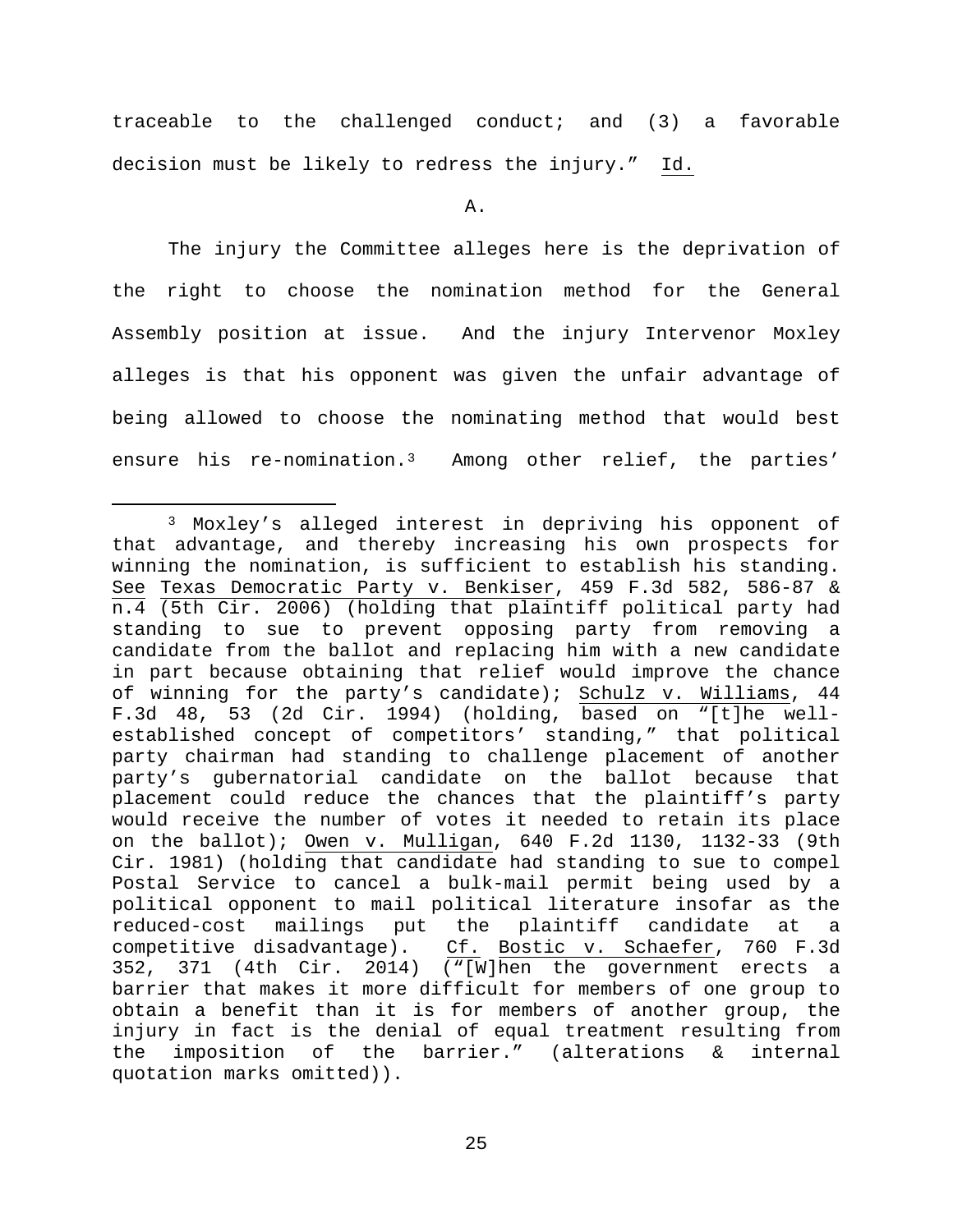traceable to the challenged conduct; and (3) a favorable decision must be likely to redress the injury." Id.

A.

The injury the Committee alleges here is the deprivation of the right to choose the nomination method for the General Assembly position at issue. And the injury Intervenor Moxley alleges is that his opponent was given the unfair advantage of being allowed to choose the nominating method that would best ensure his re-nomination.[3] Among other relief, the parties'

---

[3] Moxley's alleged interest in depriving his opponent of that advantage, and thereby increasing his own prospects for winning the nomination, is sufficient to establish his standing. See Texas Democratic Party v. Benkiser, 459 F.3d 582, 586-87 & n.4 (5th Cir. 2006) (holding that plaintiff political party had standing to sue to prevent opposing party from removing a candidate from the ballot and replacing him with a new candidate in part because obtaining that relief would improve the chance of winning for the party's candidate); Schulz v. Williams, 44 F.3d 48, 53 (2d Cir. 1994) (holding, based on "[t]he well-established concept of competitors' standing," that political party chairman had standing to challenge placement of another party's gubernatorial candidate on the ballot because that placement could reduce the chances that the plaintiff's party would receive the number of votes it needed to retain its place on the ballot); Owen v. Mulligan, 640 F.2d 1130, 1132-33 (9th Cir. 1981) (holding that candidate had standing to sue to compel Postal Service to cancel a bulk-mail permit being used by a political opponent to mail political literature insofar as the reduced-cost mailings put the plaintiff candidate at a competitive disadvantage). Cf. Bostic v. Schaefer, 760 F.3d 352, 371 (4th Cir. 2014) ("[W]hen the government erects a barrier that makes it more difficult for members of one group to obtain a benefit than it is for members of another group, the injury in fact is the denial of equal treatment resulting from the imposition of the barrier." (alterations & internal quotation marks omitted)).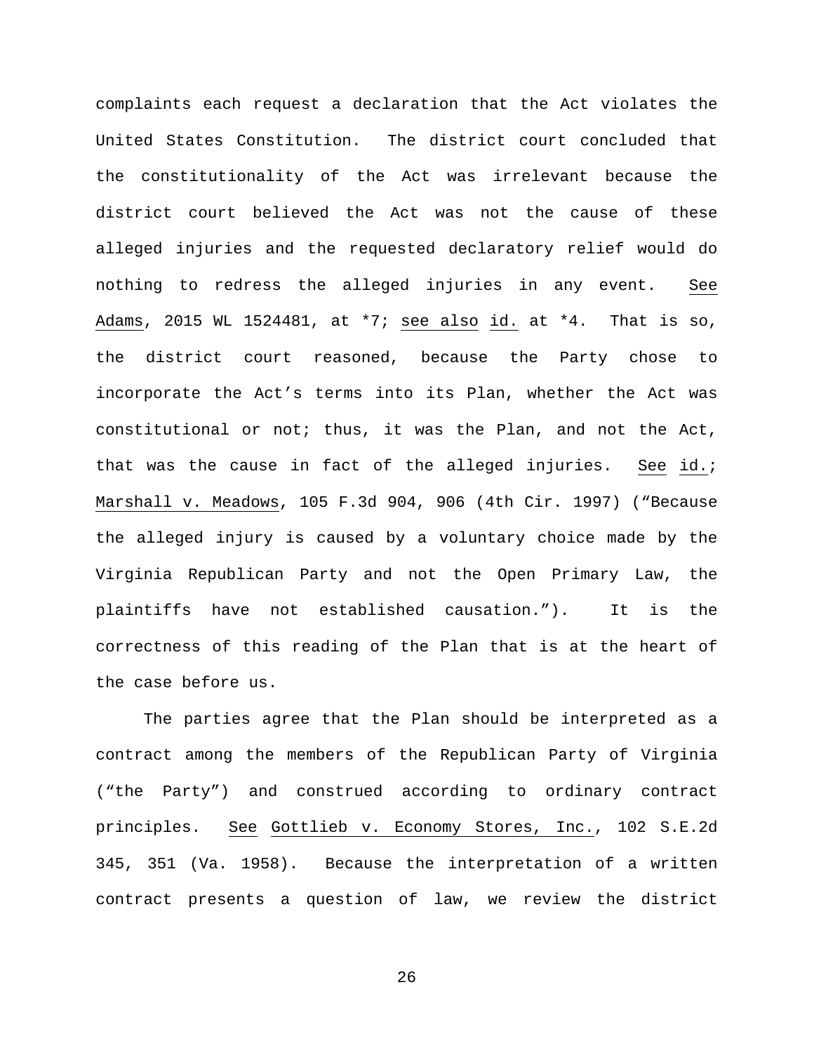complaints each request a declaration that the Act violates the United States Constitution. The district court concluded that the constitutionality of the Act was irrelevant because the district court believed the Act was not the cause of these alleged injuries and the requested declaratory relief would do nothing to redress the alleged injuries in any event. See Adams, 2015 WL 1524481, at *7; see also id. at *4. That is so, the district court reasoned, because the Party chose to incorporate the Act's terms into its Plan, whether the Act was constitutional or not; thus, it was the Plan, and not the Act, that was the cause in fact of the alleged injuries. See id.; Marshall v. Meadows, 105 F.3d 904, 906 (4th Cir. 1997) ("Because the alleged injury is caused by a voluntary choice made by the Virginia Republican Party and not the Open Primary Law, the plaintiffs have not established causation."). It is the correctness of this reading of the Plan that is at the heart of the case before us.

The parties agree that the Plan should be interpreted as a contract among the members of the Republican Party of Virginia ("the Party") and construed according to ordinary contract principles. See Gottlieb v. Economy Stores, Inc., 102 S.E.2d 345, 351 (Va. 1958). Because the interpretation of a written contract presents a question of law, we review the district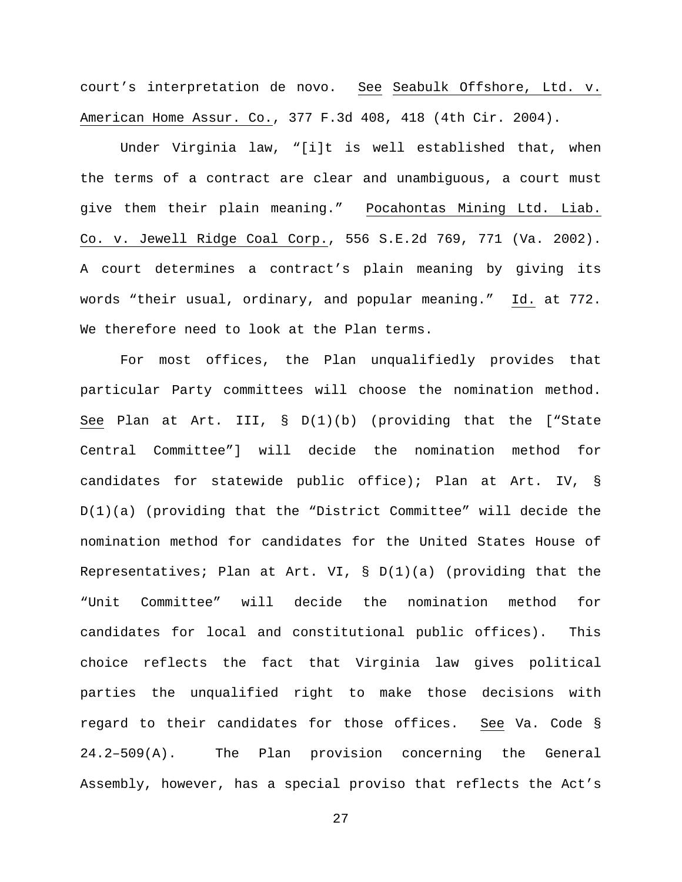court's interpretation de novo. See Seabulk Offshore, Ltd. v. American Home Assur. Co., 377 F.3d 408, 418 (4th Cir. 2004).

Under Virginia law, "[i]t is well established that, when the terms of a contract are clear and unambiguous, a court must give them their plain meaning." Pocahontas Mining Ltd. Liab. Co. v. Jewell Ridge Coal Corp., 556 S.E.2d 769, 771 (Va. 2002). A court determines a contract's plain meaning by giving its words "their usual, ordinary, and popular meaning." Id. at 772. We therefore need to look at the Plan terms.

For most offices, the Plan unqualifiedly provides that particular Party committees will choose the nomination method. See Plan at Art. III, § D(1)(b) (providing that the ["State Central Committee"] will decide the nomination method for candidates for statewide public office); Plan at Art. IV, § D(1)(a) (providing that the "District Committee" will decide the nomination method for candidates for the United States House of Representatives; Plan at Art. VI, § D(1)(a) (providing that the "Unit Committee" will decide the nomination method for candidates for local and constitutional public offices). This choice reflects the fact that Virginia law gives political parties the unqualified right to make those decisions with regard to their candidates for those offices. See Va. Code § 24.2–509(A). The Plan provision concerning the General Assembly, however, has a special proviso that reflects the Act's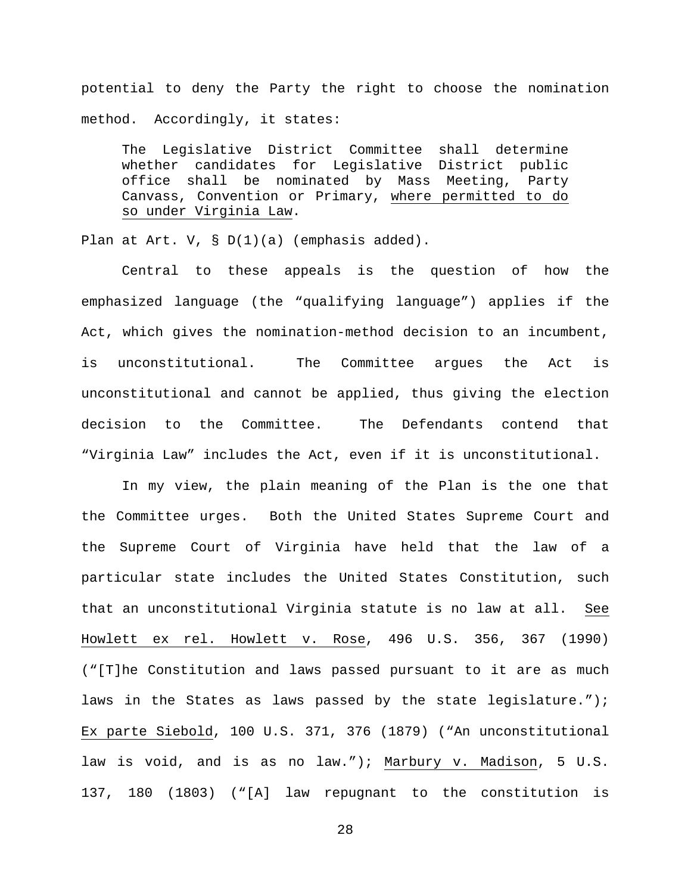potential to deny the Party the right to choose the nomination method. Accordingly, it states:

> The Legislative District Committee shall determine whether candidates for Legislative District public office shall be nominated by Mass Meeting, Party Canvass, Convention or Primary, <u>where permitted to do so under Virginia Law</u>.

Plan at Art. V, § D(1)(a) (emphasis added).

Central to these appeals is the question of how the emphasized language (the "qualifying language") applies if the Act, which gives the nomination-method decision to an incumbent, is unconstitutional. The Committee argues the Act is unconstitutional and cannot be applied, thus giving the election decision to the Committee. The Defendants contend that "Virginia Law" includes the Act, even if it is unconstitutional.

In my view, the plain meaning of the Plan is the one that the Committee urges. Both the United States Supreme Court and the Supreme Court of Virginia have held that the law of a particular state includes the United States Constitution, such that an unconstitutional Virginia statute is no law at all. <u>See</u> <u>Howlett ex rel. Howlett v. Rose</u>, 496 U.S. 356, 367 (1990) ("[T]he Constitution and laws passed pursuant to it are as much laws in the States as laws passed by the state legislature."); <u>Ex parte Siebold</u>, 100 U.S. 371, 376 (1879) ("An unconstitutional law is void, and is as no law."); <u>Marbury v. Madison</u>, 5 U.S. 137, 180 (1803) ("[A] law repugnant to the constitution is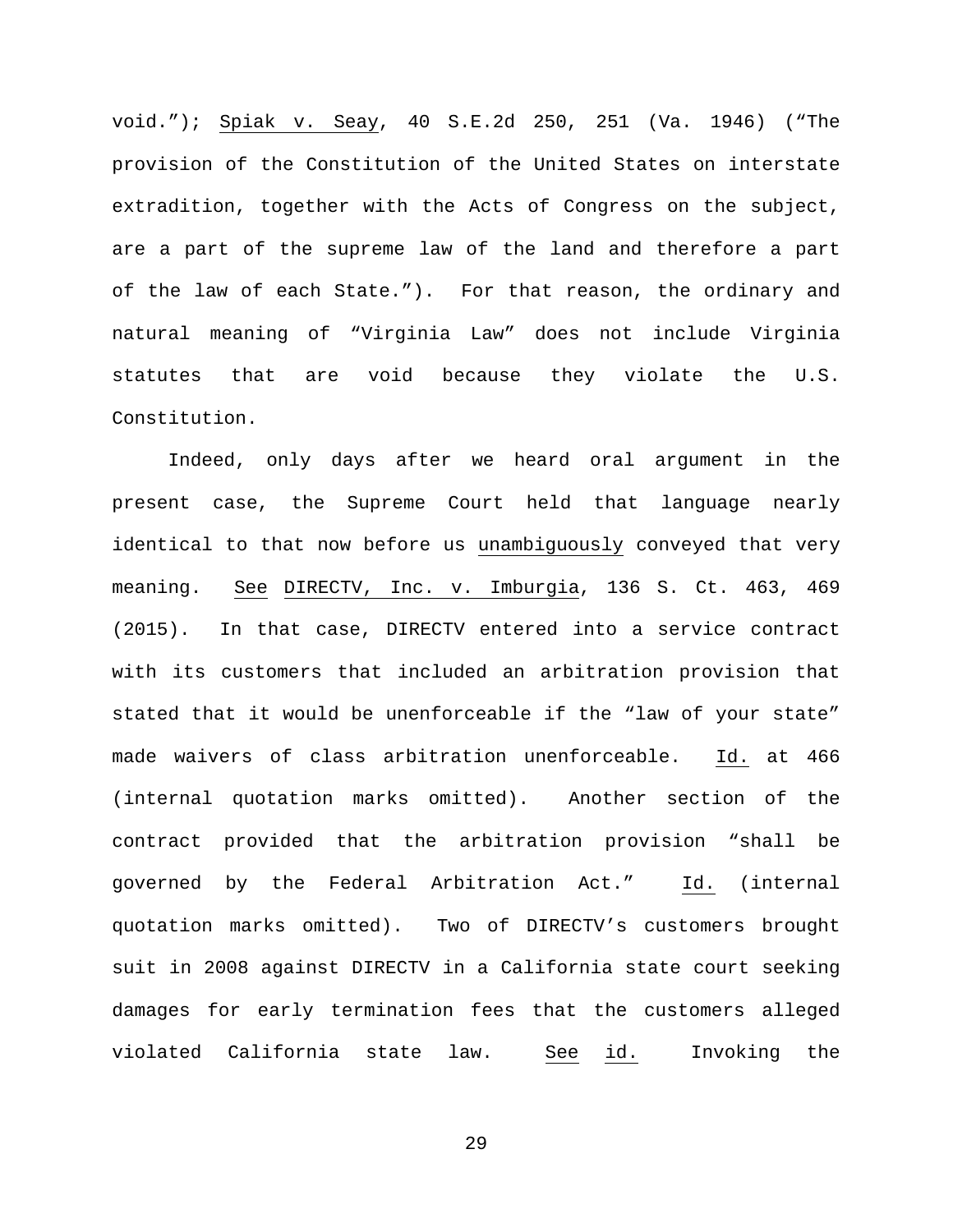void."); Spiak v. Seay, 40 S.E.2d 250, 251 (Va. 1946) ("The provision of the Constitution of the United States on interstate extradition, together with the Acts of Congress on the subject, are a part of the supreme law of the land and therefore a part of the law of each State."). For that reason, the ordinary and natural meaning of "Virginia Law" does not include Virginia statutes that are void because they violate the U.S. Constitution.

Indeed, only days after we heard oral argument in the present case, the Supreme Court held that language nearly identical to that now before us unambiguously conveyed that very meaning. See DIRECTV, Inc. v. Imburgia, 136 S. Ct. 463, 469 (2015). In that case, DIRECTV entered into a service contract with its customers that included an arbitration provision that stated that it would be unenforceable if the "law of your state" made waivers of class arbitration unenforceable. Id. at 466 (internal quotation marks omitted). Another section of the contract provided that the arbitration provision "shall be governed by the Federal Arbitration Act." Id. (internal quotation marks omitted). Two of DIRECTV's customers brought suit in 2008 against DIRECTV in a California state court seeking damages for early termination fees that the customers alleged violated California state law. See id. Invoking the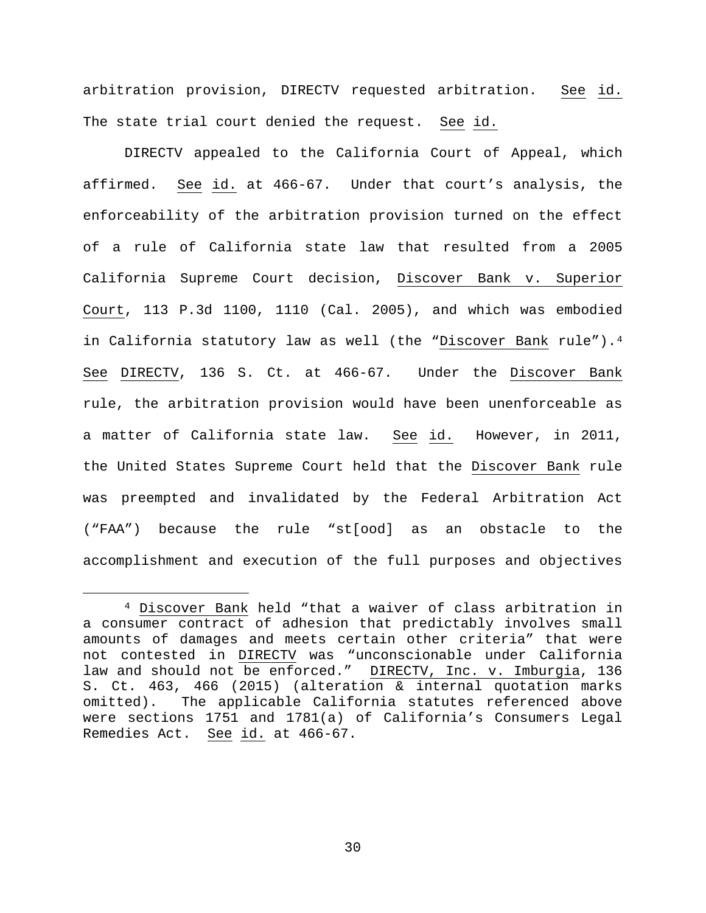arbitration provision, DIRECTV requested arbitration. See id. The state trial court denied the request. See id.

DIRECTV appealed to the California Court of Appeal, which affirmed. See id. at 466-67. Under that court's analysis, the enforceability of the arbitration provision turned on the effect of a rule of California state law that resulted from a 2005 California Supreme Court decision, Discover Bank v. Superior Court, 113 P.3d 1100, 1110 (Cal. 2005), and which was embodied in California statutory law as well (the "Discover Bank rule").[4] See DIRECTV, 136 S. Ct. at 466-67. Under the Discover Bank rule, the arbitration provision would have been unenforceable as a matter of California state law. See id. However, in 2011, the United States Supreme Court held that the Discover Bank rule was preempted and invalidated by the Federal Arbitration Act ("FAA") because the rule "st[ood] as an obstacle to the accomplishment and execution of the full purposes and objectives

---

[4] Discover Bank held "that a waiver of class arbitration in a consumer contract of adhesion that predictably involves small amounts of damages and meets certain other criteria" that were not contested in DIRECTV was "unconscionable under California law and should not be enforced." DIRECTV, Inc. v. Imburgia, 136 S. Ct. 463, 466 (2015) (alteration & internal quotation marks omitted). The applicable California statutes referenced above were sections 1751 and 1781(a) of California's Consumers Legal Remedies Act. See id. at 466-67.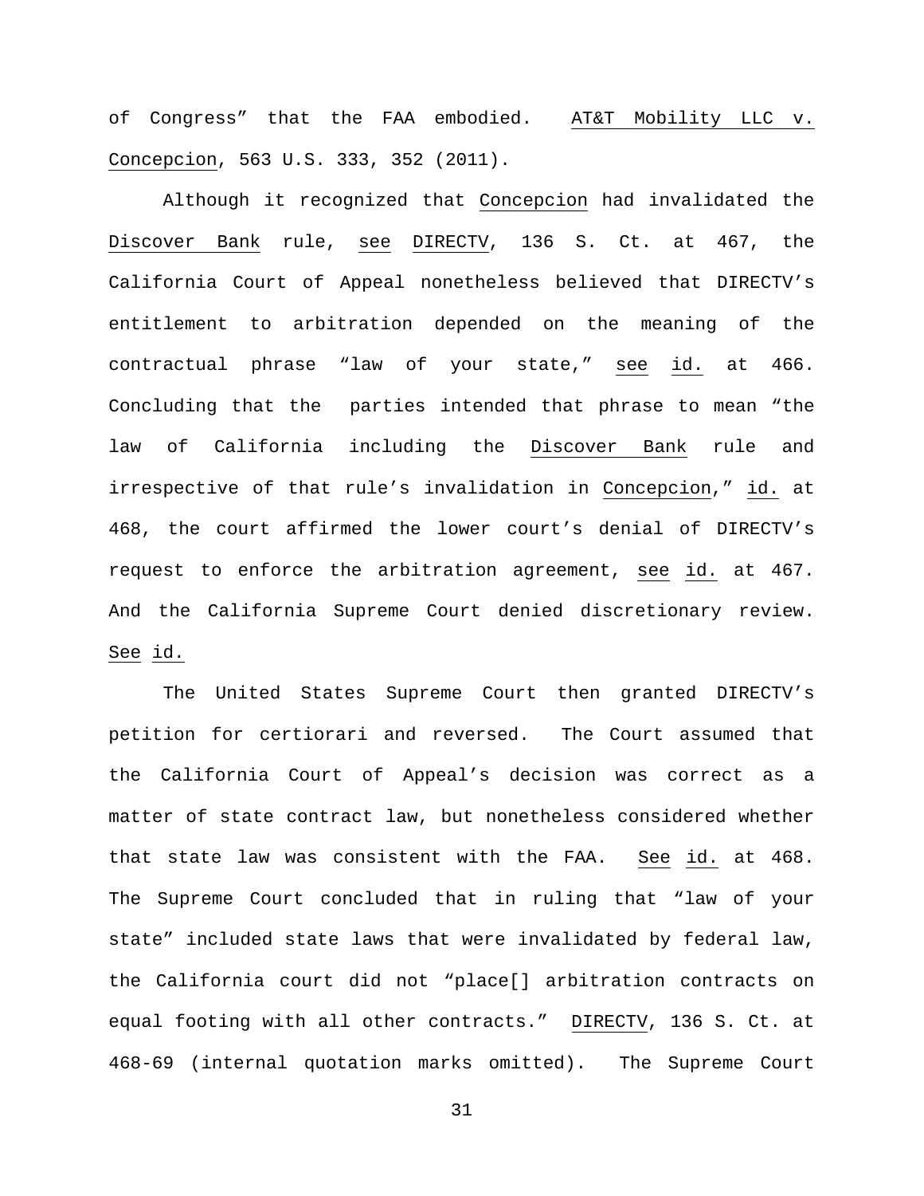of Congress" that the FAA embodied. AT&T Mobility LLC v. Concepcion, 563 U.S. 333, 352 (2011).

Although it recognized that Concepcion had invalidated the Discover Bank rule, see DIRECTV, 136 S. Ct. at 467, the California Court of Appeal nonetheless believed that DIRECTV's entitlement to arbitration depended on the meaning of the contractual phrase "law of your state," see id. at 466. Concluding that the parties intended that phrase to mean "the law of California including the Discover Bank rule and irrespective of that rule's invalidation in Concepcion," id. at 468, the court affirmed the lower court's denial of DIRECTV's request to enforce the arbitration agreement, see id. at 467. And the California Supreme Court denied discretionary review. See id.

The United States Supreme Court then granted DIRECTV's petition for certiorari and reversed. The Court assumed that the California Court of Appeal's decision was correct as a matter of state contract law, but nonetheless considered whether that state law was consistent with the FAA. See id. at 468. The Supreme Court concluded that in ruling that "law of your state" included state laws that were invalidated by federal law, the California court did not "place[] arbitration contracts on equal footing with all other contracts." DIRECTV, 136 S. Ct. at 468-69 (internal quotation marks omitted). The Supreme Court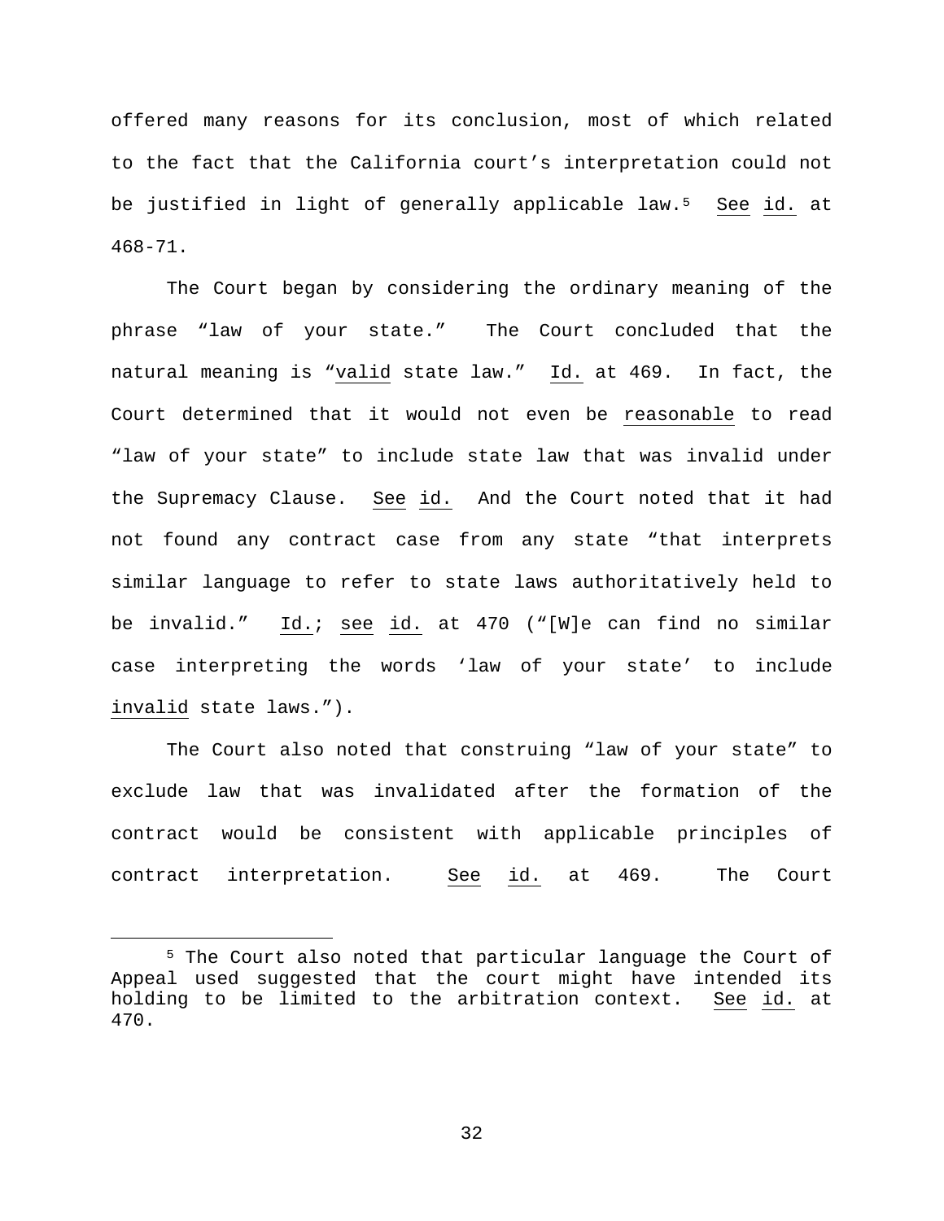offered many reasons for its conclusion, most of which related to the fact that the California court's interpretation could not be justified in light of generally applicable law.[5] *See id.* at 468-71.

The Court began by considering the ordinary meaning of the phrase "law of your state." The Court concluded that the natural meaning is "*valid* state law." *Id.* at 469. In fact, the Court determined that it would not even be *reasonable* to read "law of your state" to include state law that was invalid under the Supremacy Clause. *See id.* And the Court noted that it had not found any contract case from any state "that interprets similar language to refer to state laws authoritatively held to be invalid." *Id.*; *see id.* at 470 ("[W]e can find no similar case interpreting the words 'law of your state' to include *invalid* state laws.").

The Court also noted that construing "law of your state" to exclude law that was invalidated after the formation of the contract would be consistent with applicable principles of contract interpretation. *See id.* at 469. The Court

[5] The Court also noted that particular language the Court of Appeal used suggested that the court might have intended its holding to be limited to the arbitration context. *See id.* at 470.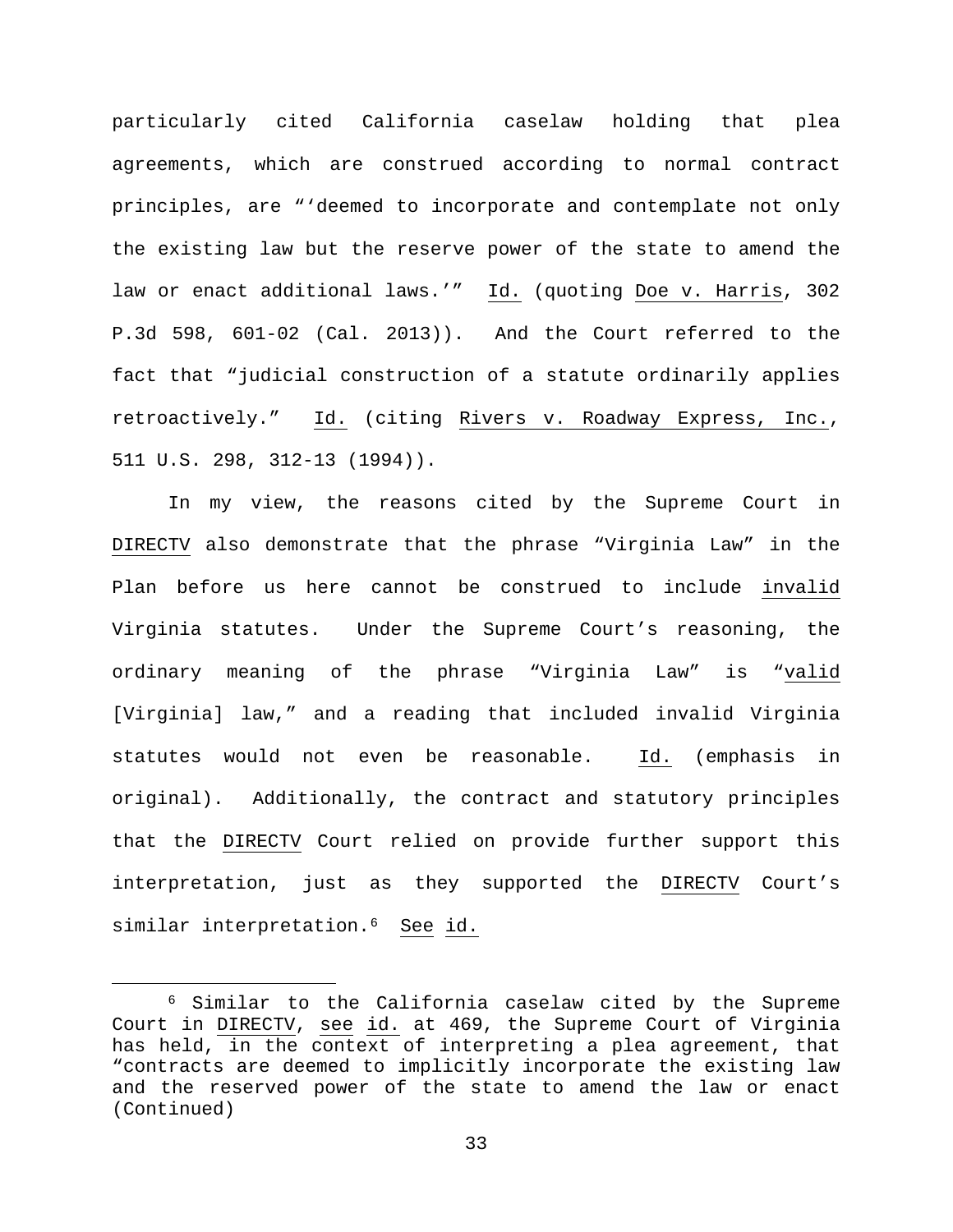particularly cited California caselaw holding that plea agreements, which are construed according to normal contract principles, are "'deemed to incorporate and contemplate not only the existing law but the reserve power of the state to amend the law or enact additional laws.'" Id. (quoting Doe v. Harris, 302 P.3d 598, 601-02 (Cal. 2013)). And the Court referred to the fact that "judicial construction of a statute ordinarily applies retroactively." Id. (citing Rivers v. Roadway Express, Inc., 511 U.S. 298, 312-13 (1994)).

In my view, the reasons cited by the Supreme Court in DIRECTV also demonstrate that the phrase "Virginia Law" in the Plan before us here cannot be construed to include *invalid* Virginia statutes. Under the Supreme Court's reasoning, the ordinary meaning of the phrase "Virginia Law" is "*valid* [Virginia] law," and a reading that included invalid Virginia statutes would not even be reasonable. Id. (emphasis in original). Additionally, the contract and statutory principles that the DIRECTV Court relied on provide further support this interpretation, just as they supported the DIRECTV Court's similar interpretation.[6] See id.

---

[6] Similar to the California caselaw cited by the Supreme Court in DIRECTV, see id. at 469, the Supreme Court of Virginia has held, in the context of interpreting a plea agreement, that "contracts are deemed to implicitly incorporate the existing law and the reserved power of the state to amend the law or enact (Continued)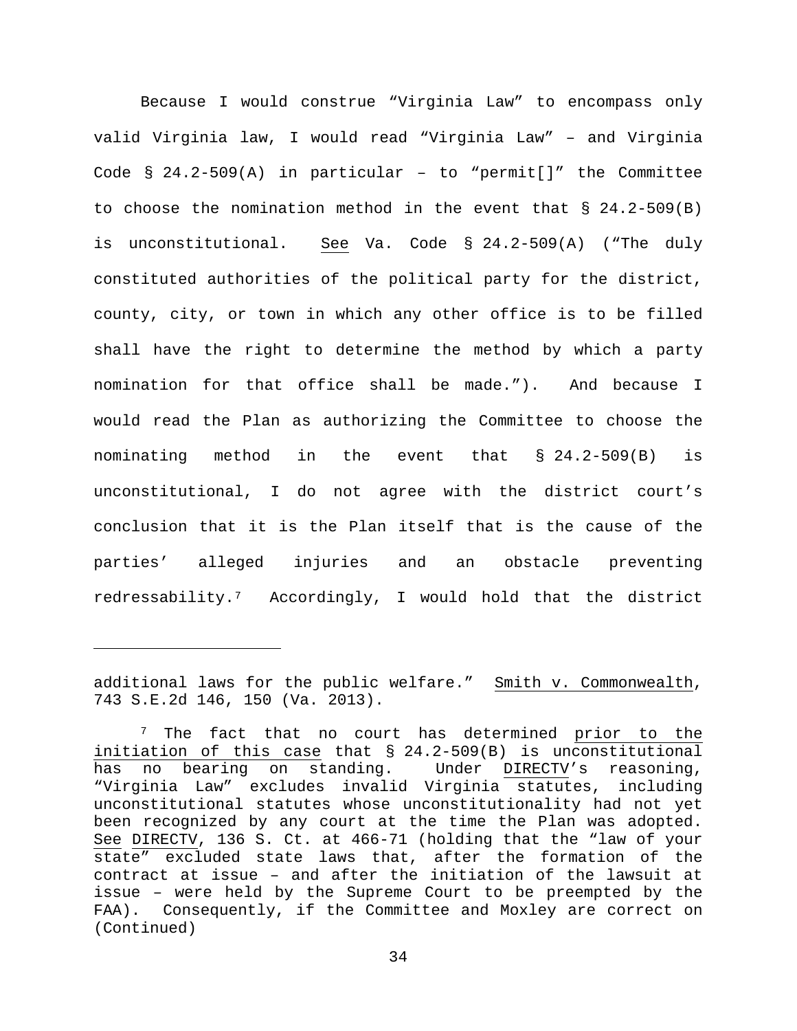Because I would construe "Virginia Law" to encompass only valid Virginia law, I would read "Virginia Law" – and Virginia Code § 24.2-509(A) in particular – to "permit[]" the Committee to choose the nomination method in the event that § 24.2-509(B) is unconstitutional. See Va. Code § 24.2-509(A) ("The duly constituted authorities of the political party for the district, county, city, or town in which any other office is to be filled shall have the right to determine the method by which a party nomination for that office shall be made."). And because I would read the Plan as authorizing the Committee to choose the nominating method in the event that § 24.2-509(B) is unconstitutional, I do not agree with the district court's conclusion that it is the Plan itself that is the cause of the parties' alleged injuries and an obstacle preventing redressability.[7] Accordingly, I would hold that the district

---

additional laws for the public welfare." Smith v. Commonwealth, 743 S.E.2d 146, 150 (Va. 2013).

[7] The fact that no court has determined prior to the initiation of this case that § 24.2-509(B) is unconstitutional has no bearing on standing. Under DIRECTV's reasoning, "Virginia Law" excludes invalid Virginia statutes, including unconstitutional statutes whose unconstitutionality had not yet been recognized by any court at the time the Plan was adopted. See DIRECTV, 136 S. Ct. at 466-71 (holding that the "law of your state" excluded state laws that, after the formation of the contract at issue – and after the initiation of the lawsuit at issue – were held by the Supreme Court to be preempted by the FAA). Consequently, if the Committee and Moxley are correct on (Continued)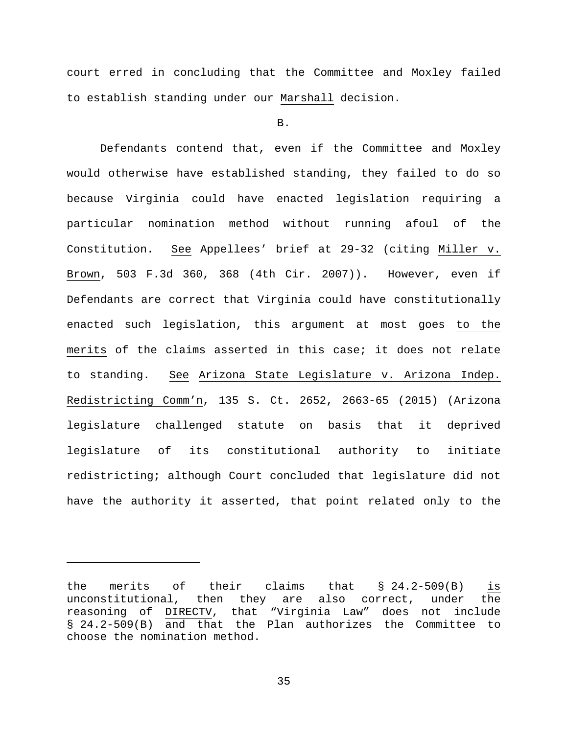court erred in concluding that the Committee and Moxley failed to establish standing under our Marshall decision.

B.

Defendants contend that, even if the Committee and Moxley would otherwise have established standing, they failed to do so because Virginia could have enacted legislation requiring a particular nomination method without running afoul of the Constitution. *See* Appellees' brief at 29-32 (citing *Miller v. Brown*, 503 F.3d 360, 368 (4th Cir. 2007)). However, even if Defendants are correct that Virginia could have constitutionally enacted such legislation, this argument at most goes to the merits of the claims asserted in this case; it does not relate to standing. *See* *Arizona State Legislature v. Arizona Indep. Redistricting Comm'n*, 135 S. Ct. 2652, 2663-65 (2015) (Arizona legislature challenged statute on basis that it deprived legislature of its constitutional authority to initiate redistricting; although Court concluded that legislature did not have the authority it asserted, that point related only to the

---

the merits of their claims that § 24.2-509(B) is unconstitutional, then they are also correct, under the reasoning of *DIRECTV*, that "Virginia Law" does not include § 24.2-509(B) and that the Plan authorizes the Committee to choose the nomination method.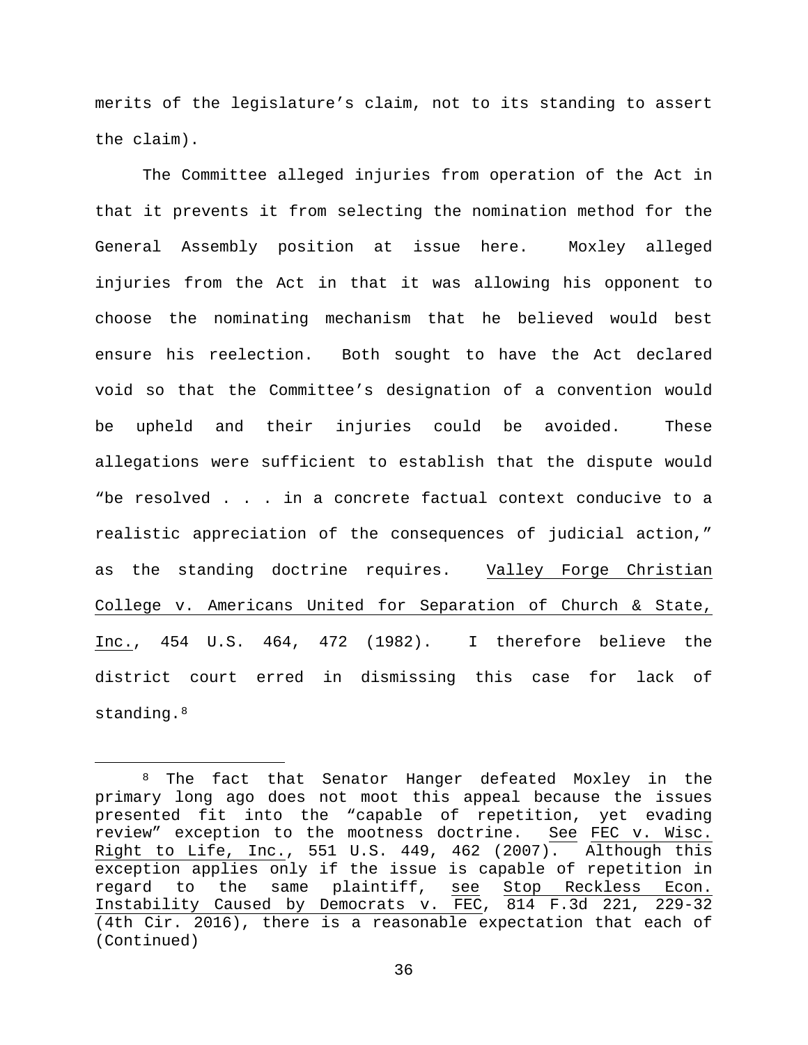merits of the legislature's claim, not to its standing to assert the claim).

The Committee alleged injuries from operation of the Act in that it prevents it from selecting the nomination method for the General Assembly position at issue here. Moxley alleged injuries from the Act in that it was allowing his opponent to choose the nominating mechanism that he believed would best ensure his reelection. Both sought to have the Act declared void so that the Committee's designation of a convention would be upheld and their injuries could be avoided. These allegations were sufficient to establish that the dispute would "be resolved . . . in a concrete factual context conducive to a realistic appreciation of the consequences of judicial action," as the standing doctrine requires. Valley Forge Christian College v. Americans United for Separation of Church & State, Inc., 454 U.S. 464, 472 (1982). I therefore believe the district court erred in dismissing this case for lack of standing.[8]

---

[8] The fact that Senator Hanger defeated Moxley in the primary long ago does not moot this appeal because the issues presented fit into the "capable of repetition, yet evading review" exception to the mootness doctrine. See FEC v. Wisc. Right to Life, Inc., 551 U.S. 449, 462 (2007). Although this exception applies only if the issue is capable of repetition in regard to the same plaintiff, see Stop Reckless Econ. Instability Caused by Democrats v. FEC, 814 F.3d 221, 229-32 (4th Cir. 2016), there is a reasonable expectation that each of (Continued)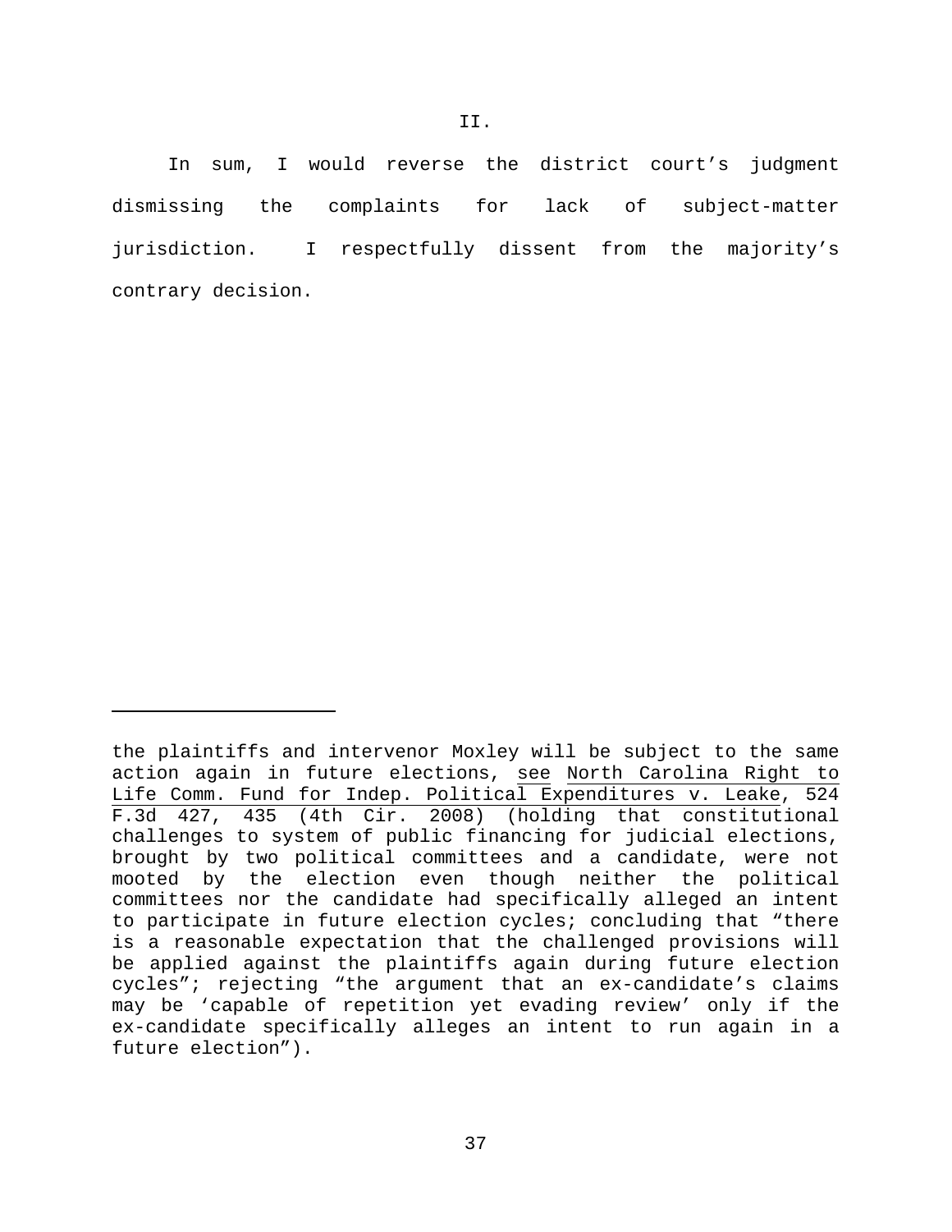## II.

In sum, I would reverse the district court's judgment dismissing the complaints for lack of subject-matter jurisdiction. I respectfully dissent from the majority's contrary decision.

---

the plaintiffs and intervenor Moxley will be subject to the same action again in future elections, see North Carolina Right to Life Comm. Fund for Indep. Political Expenditures v. Leake, 524 F.3d 427, 435 (4th Cir. 2008) (holding that constitutional challenges to system of public financing for judicial elections, brought by two political committees and a candidate, were not mooted by the election even though neither the political committees nor the candidate had specifically alleged an intent to participate in future election cycles; concluding that "there is a reasonable expectation that the challenged provisions will be applied against the plaintiffs again during future election cycles"; rejecting "the argument that an ex-candidate's claims may be 'capable of repetition yet evading review' only if the ex-candidate specifically alleges an intent to run again in a future election").